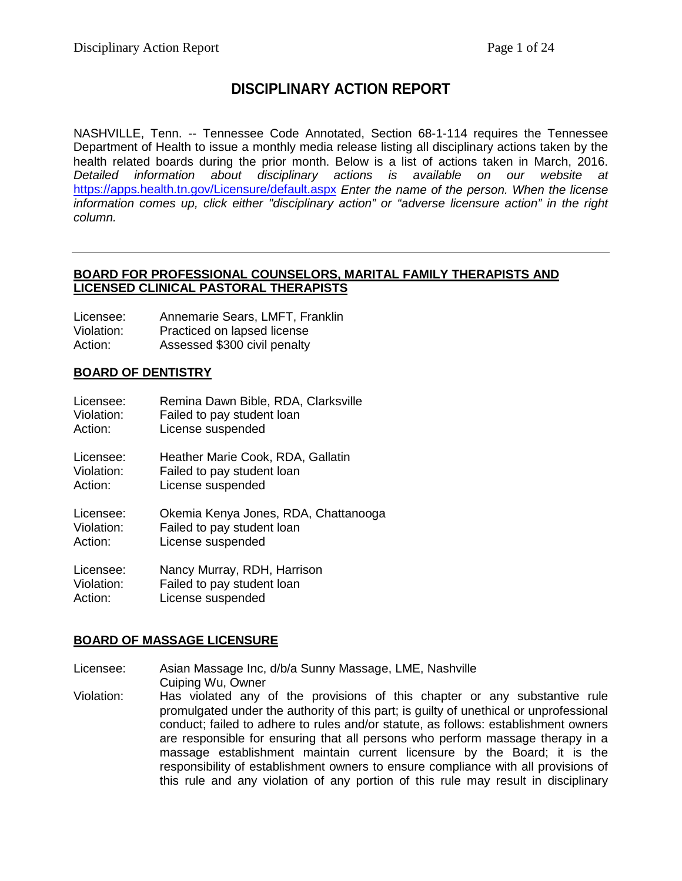# DISCIPLINARY ACTION REPORT

NASHVILLE, Tenn. -- Tennessee Code Annotated, Section 68-1-114 requires the Tennessee Department of Health to issue a monthly media release listing all disciplinary actions taken by the health related boards during the prior month. Below is a list of actions taken in March, 2016. *Detailed information about disciplinary actions is available on our website at* https://apps.health.tn.gov/Licensure/default.aspx *Enter the name of the person. When the license information comes up, click either "disciplinary action" or "adverse licensure action" in the right column.*

---

## BOARD FOR PROFESSIONAL COUNSELORS, MARITAL FAMILY THERAPISTS AND LICENSED CLINICAL PASTORAL THERAPISTS

Licensee: Annemarie Sears, LMFT, Franklin
Violation: Practiced on lapsed license
Action: Assessed $300 civil penalty

## BOARD OF DENTISTRY

Licensee: Remina Dawn Bible, RDA, Clarksville
Violation: Failed to pay student loan
Action: License suspended

Licensee: Heather Marie Cook, RDA, Gallatin
Violation: Failed to pay student loan
Action: License suspended

Licensee: Okemia Kenya Jones, RDA, Chattanooga
Violation: Failed to pay student loan
Action: License suspended

Licensee: Nancy Murray, RDH, Harrison
Violation: Failed to pay student loan
Action: License suspended

## BOARD OF MASSAGE LICENSURE

Licensee: Asian Massage Inc, d/b/a Sunny Massage, LME, Nashville
Cuiping Wu, Owner
Violation: Has violated any of the provisions of this chapter or any substantive rule promulgated under the authority of this part; is guilty of unethical or unprofessional conduct; failed to adhere to rules and/or statute, as follows: establishment owners are responsible for ensuring that all persons who perform massage therapy in a massage establishment maintain current licensure by the Board; it is the responsibility of establishment owners to ensure compliance with all provisions of this rule and any violation of any portion of this rule may result in disciplinary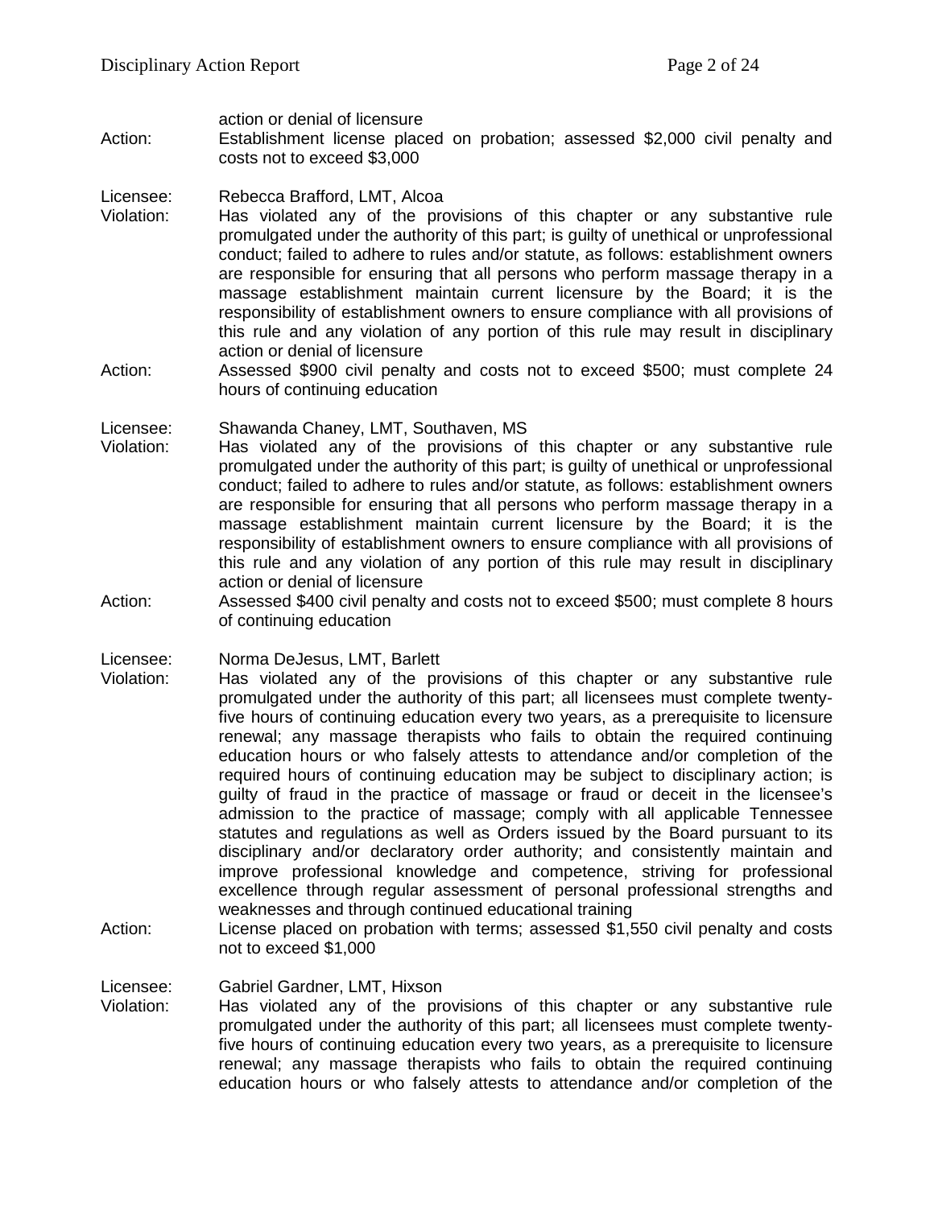action or denial of licensure

Action: Establishment license placed on probation; assessed $2,000 civil penalty and costs not to exceed $3,000

Licensee: Rebecca Brafford, LMT, Alcoa

Violation: Has violated any of the provisions of this chapter or any substantive rule promulgated under the authority of this part; is guilty of unethical or unprofessional conduct; failed to adhere to rules and/or statute, as follows: establishment owners are responsible for ensuring that all persons who perform massage therapy in a massage establishment maintain current licensure by the Board; it is the responsibility of establishment owners to ensure compliance with all provisions of this rule and any violation of any portion of this rule may result in disciplinary action or denial of licensure

Action: Assessed $900 civil penalty and costs not to exceed $500; must complete 24 hours of continuing education

Licensee: Shawanda Chaney, LMT, Southaven, MS

Violation: Has violated any of the provisions of this chapter or any substantive rule promulgated under the authority of this part; is guilty of unethical or unprofessional conduct; failed to adhere to rules and/or statute, as follows: establishment owners are responsible for ensuring that all persons who perform massage therapy in a massage establishment maintain current licensure by the Board; it is the responsibility of establishment owners to ensure compliance with all provisions of this rule and any violation of any portion of this rule may result in disciplinary action or denial of licensure

Action: Assessed $400 civil penalty and costs not to exceed $500; must complete 8 hours of continuing education

Licensee: Norma DeJesus, LMT, Barlett

Violation: Has violated any of the provisions of this chapter or any substantive rule promulgated under the authority of this part; all licensees must complete twenty-five hours of continuing education every two years, as a prerequisite to licensure renewal; any massage therapists who fails to obtain the required continuing education hours or who falsely attests to attendance and/or completion of the required hours of continuing education may be subject to disciplinary action; is guilty of fraud in the practice of massage or fraud or deceit in the licensee's admission to the practice of massage; comply with all applicable Tennessee statutes and regulations as well as Orders issued by the Board pursuant to its disciplinary and/or declaratory order authority; and consistently maintain and improve professional knowledge and competence, striving for professional excellence through regular assessment of personal professional strengths and weaknesses and through continued educational training

Action: License placed on probation with terms; assessed $1,550 civil penalty and costs not to exceed $1,000

Licensee: Gabriel Gardner, LMT, Hixson

Violation: Has violated any of the provisions of this chapter or any substantive rule promulgated under the authority of this part; all licensees must complete twenty-five hours of continuing education every two years, as a prerequisite to licensure renewal; any massage therapists who fails to obtain the required continuing education hours or who falsely attests to attendance and/or completion of the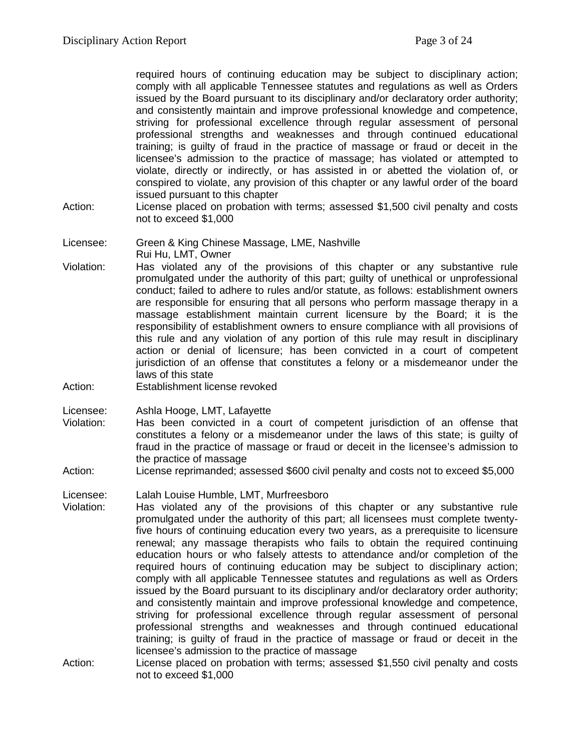required hours of continuing education may be subject to disciplinary action; comply with all applicable Tennessee statutes and regulations as well as Orders issued by the Board pursuant to its disciplinary and/or declaratory order authority; and consistently maintain and improve professional knowledge and competence, striving for professional excellence through regular assessment of personal professional strengths and weaknesses and through continued educational training; is guilty of fraud in the practice of massage or fraud or deceit in the licensee's admission to the practice of massage; has violated or attempted to violate, directly or indirectly, or has assisted in or abetted the violation of, or conspired to violate, any provision of this chapter or any lawful order of the board issued pursuant to this chapter

Action: License placed on probation with terms; assessed $1,500 civil penalty and costs not to exceed $1,000

Licensee: Green & King Chinese Massage, LME, Nashville
Rui Hu, LMT, Owner

Violation: Has violated any of the provisions of this chapter or any substantive rule promulgated under the authority of this part; guilty of unethical or unprofessional conduct; failed to adhere to rules and/or statute, as follows: establishment owners are responsible for ensuring that all persons who perform massage therapy in a massage establishment maintain current licensure by the Board; it is the responsibility of establishment owners to ensure compliance with all provisions of this rule and any violation of any portion of this rule may result in disciplinary action or denial of licensure; has been convicted in a court of competent jurisdiction of an offense that constitutes a felony or a misdemeanor under the laws of this state

Action: Establishment license revoked

Licensee: Ashla Hooge, LMT, Lafayette

Violation: Has been convicted in a court of competent jurisdiction of an offense that constitutes a felony or a misdemeanor under the laws of this state; is guilty of fraud in the practice of massage or fraud or deceit in the licensee's admission to the practice of massage

Action: License reprimanded; assessed $600 civil penalty and costs not to exceed $5,000

Licensee: Lalah Louise Humble, LMT, Murfreesboro

Violation: Has violated any of the provisions of this chapter or any substantive rule promulgated under the authority of this part; all licensees must complete twenty-five hours of continuing education every two years, as a prerequisite to licensure renewal; any massage therapists who fails to obtain the required continuing education hours or who falsely attests to attendance and/or completion of the required hours of continuing education may be subject to disciplinary action; comply with all applicable Tennessee statutes and regulations as well as Orders issued by the Board pursuant to its disciplinary and/or declaratory order authority; and consistently maintain and improve professional knowledge and competence, striving for professional excellence through regular assessment of personal professional strengths and weaknesses and through continued educational training; is guilty of fraud in the practice of massage or fraud or deceit in the licensee's admission to the practice of massage

Action: License placed on probation with terms; assessed $1,550 civil penalty and costs not to exceed $1,000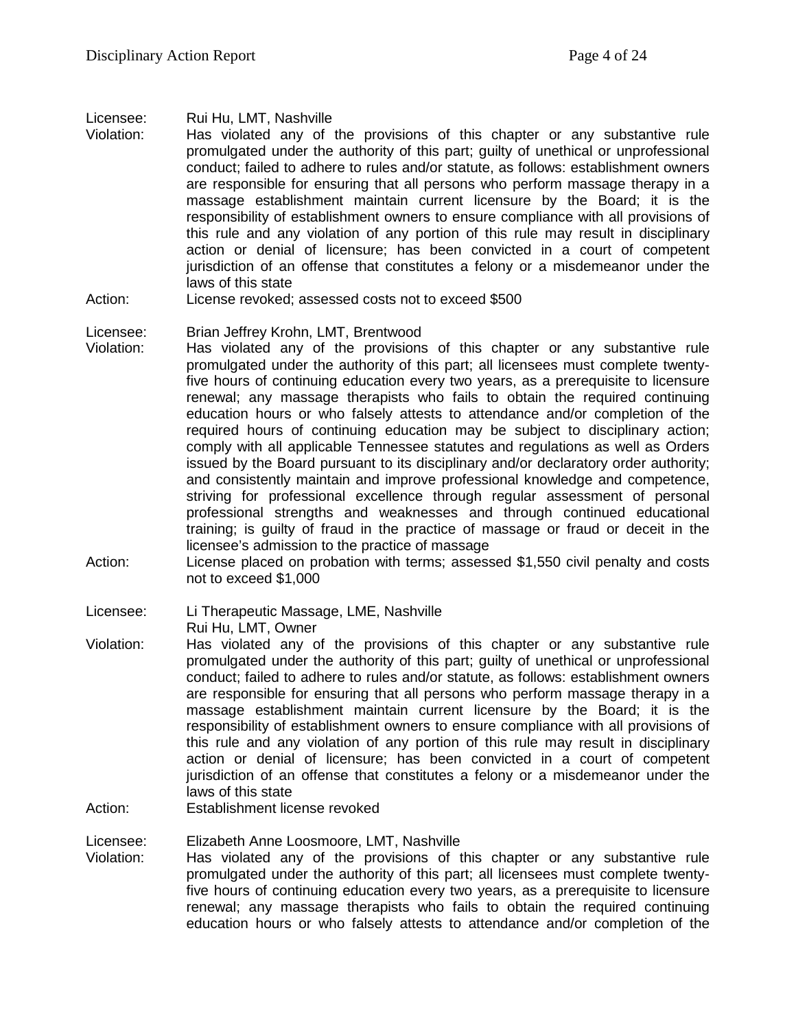Licensee: Rui Hu, LMT, Nashville

Violation: Has violated any of the provisions of this chapter or any substantive rule promulgated under the authority of this part; guilty of unethical or unprofessional conduct; failed to adhere to rules and/or statute, as follows: establishment owners are responsible for ensuring that all persons who perform massage therapy in a massage establishment maintain current licensure by the Board; it is the responsibility of establishment owners to ensure compliance with all provisions of this rule and any violation of any portion of this rule may result in disciplinary action or denial of licensure; has been convicted in a court of competent jurisdiction of an offense that constitutes a felony or a misdemeanor under the laws of this state

Action: License revoked; assessed costs not to exceed $500

Licensee: Brian Jeffrey Krohn, LMT, Brentwood

Violation: Has violated any of the provisions of this chapter or any substantive rule promulgated under the authority of this part; all licensees must complete twenty-five hours of continuing education every two years, as a prerequisite to licensure renewal; any massage therapists who fails to obtain the required continuing education hours or who falsely attests to attendance and/or completion of the required hours of continuing education may be subject to disciplinary action; comply with all applicable Tennessee statutes and regulations as well as Orders issued by the Board pursuant to its disciplinary and/or declaratory order authority; and consistently maintain and improve professional knowledge and competence, striving for professional excellence through regular assessment of personal professional strengths and weaknesses and through continued educational training; is guilty of fraud in the practice of massage or fraud or deceit in the licensee's admission to the practice of massage

Action: License placed on probation with terms; assessed $1,550 civil penalty and costs not to exceed $1,000

Licensee: Li Therapeutic Massage, LME, Nashville
Rui Hu, LMT, Owner

Violation: Has violated any of the provisions of this chapter or any substantive rule promulgated under the authority of this part; guilty of unethical or unprofessional conduct; failed to adhere to rules and/or statute, as follows: establishment owners are responsible for ensuring that all persons who perform massage therapy in a massage establishment maintain current licensure by the Board; it is the responsibility of establishment owners to ensure compliance with all provisions of this rule and any violation of any portion of this rule may result in disciplinary action or denial of licensure; has been convicted in a court of competent jurisdiction of an offense that constitutes a felony or a misdemeanor under the laws of this state

Action: Establishment license revoked

Licensee: Elizabeth Anne Loosmoore, LMT, Nashville

Violation: Has violated any of the provisions of this chapter or any substantive rule promulgated under the authority of this part; all licensees must complete twenty-five hours of continuing education every two years, as a prerequisite to licensure renewal; any massage therapists who fails to obtain the required continuing education hours or who falsely attests to attendance and/or completion of the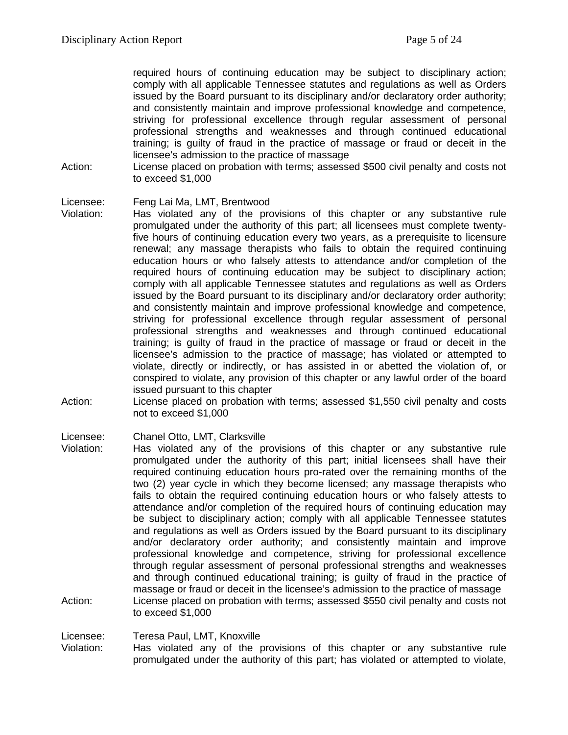required hours of continuing education may be subject to disciplinary action; comply with all applicable Tennessee statutes and regulations as well as Orders issued by the Board pursuant to its disciplinary and/or declaratory order authority; and consistently maintain and improve professional knowledge and competence, striving for professional excellence through regular assessment of personal professional strengths and weaknesses and through continued educational training; is guilty of fraud in the practice of massage or fraud or deceit in the licensee's admission to the practice of massage

Action: License placed on probation with terms; assessed $500 civil penalty and costs not to exceed $1,000

Licensee: Feng Lai Ma, LMT, Brentwood

Violation: Has violated any of the provisions of this chapter or any substantive rule promulgated under the authority of this part; all licensees must complete twenty-five hours of continuing education every two years, as a prerequisite to licensure renewal; any massage therapists who fails to obtain the required continuing education hours or who falsely attests to attendance and/or completion of the required hours of continuing education may be subject to disciplinary action; comply with all applicable Tennessee statutes and regulations as well as Orders issued by the Board pursuant to its disciplinary and/or declaratory order authority; and consistently maintain and improve professional knowledge and competence, striving for professional excellence through regular assessment of personal professional strengths and weaknesses and through continued educational training; is guilty of fraud in the practice of massage or fraud or deceit in the licensee's admission to the practice of massage; has violated or attempted to violate, directly or indirectly, or has assisted in or abetted the violation of, or conspired to violate, any provision of this chapter or any lawful order of the board issued pursuant to this chapter

Action: License placed on probation with terms; assessed $1,550 civil penalty and costs not to exceed $1,000

Licensee: Chanel Otto, LMT, Clarksville

Violation: Has violated any of the provisions of this chapter or any substantive rule promulgated under the authority of this part; initial licensees shall have their required continuing education hours pro-rated over the remaining months of the two (2) year cycle in which they become licensed; any massage therapists who fails to obtain the required continuing education hours or who falsely attests to attendance and/or completion of the required hours of continuing education may be subject to disciplinary action; comply with all applicable Tennessee statutes and regulations as well as Orders issued by the Board pursuant to its disciplinary and/or declaratory order authority; and consistently maintain and improve professional knowledge and competence, striving for professional excellence through regular assessment of personal professional strengths and weaknesses and through continued educational training; is guilty of fraud in the practice of massage or fraud or deceit in the licensee's admission to the practice of massage

Action: License placed on probation with terms; assessed $550 civil penalty and costs not to exceed $1,000

Licensee: Teresa Paul, LMT, Knoxville

Violation: Has violated any of the provisions of this chapter or any substantive rule promulgated under the authority of this part; has violated or attempted to violate,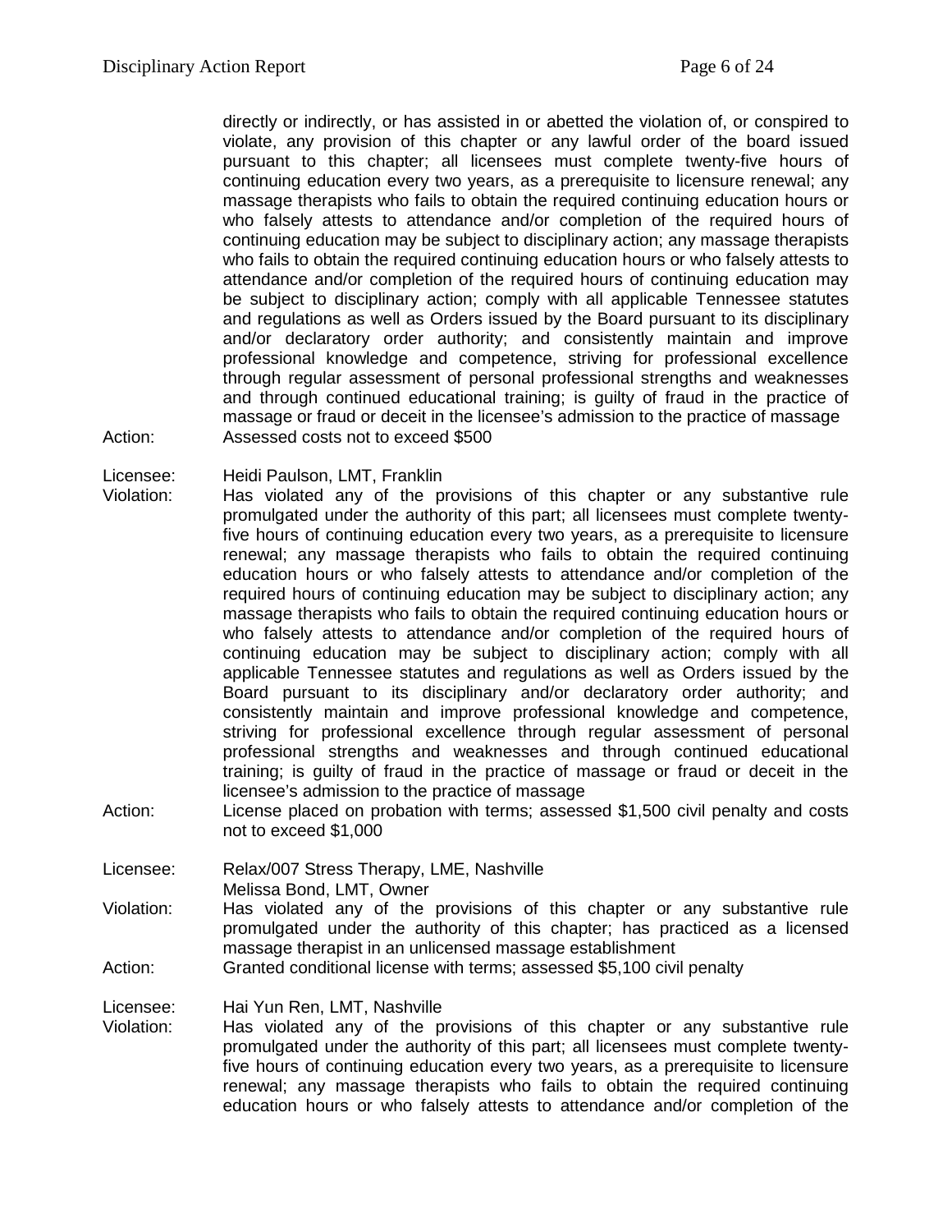directly or indirectly, or has assisted in or abetted the violation of, or conspired to violate, any provision of this chapter or any lawful order of the board issued pursuant to this chapter; all licensees must complete twenty-five hours of continuing education every two years, as a prerequisite to licensure renewal; any massage therapists who fails to obtain the required continuing education hours or who falsely attests to attendance and/or completion of the required hours of continuing education may be subject to disciplinary action; any massage therapists who fails to obtain the required continuing education hours or who falsely attests to attendance and/or completion of the required hours of continuing education may be subject to disciplinary action; comply with all applicable Tennessee statutes and regulations as well as Orders issued by the Board pursuant to its disciplinary and/or declaratory order authority; and consistently maintain and improve professional knowledge and competence, striving for professional excellence through regular assessment of personal professional strengths and weaknesses and through continued educational training; is guilty of fraud in the practice of massage or fraud or deceit in the licensee's admission to the practice of massage

Action: Assessed costs not to exceed $500

Licensee: Heidi Paulson, LMT, Franklin

Violation: Has violated any of the provisions of this chapter or any substantive rule promulgated under the authority of this part; all licensees must complete twenty-five hours of continuing education every two years, as a prerequisite to licensure renewal; any massage therapists who fails to obtain the required continuing education hours or who falsely attests to attendance and/or completion of the required hours of continuing education may be subject to disciplinary action; any massage therapists who fails to obtain the required continuing education hours or who falsely attests to attendance and/or completion of the required hours of continuing education may be subject to disciplinary action; comply with all applicable Tennessee statutes and regulations as well as Orders issued by the Board pursuant to its disciplinary and/or declaratory order authority; and consistently maintain and improve professional knowledge and competence, striving for professional excellence through regular assessment of personal professional strengths and weaknesses and through continued educational training; is guilty of fraud in the practice of massage or fraud or deceit in the licensee's admission to the practice of massage

Action: License placed on probation with terms; assessed $1,500 civil penalty and costs not to exceed $1,000

Licensee: Relax/007 Stress Therapy, LME, Nashville
Melissa Bond, LMT, Owner

Violation: Has violated any of the provisions of this chapter or any substantive rule promulgated under the authority of this chapter; has practiced as a licensed massage therapist in an unlicensed massage establishment

Action: Granted conditional license with terms; assessed $5,100 civil penalty

Licensee: Hai Yun Ren, LMT, Nashville

Violation: Has violated any of the provisions of this chapter or any substantive rule promulgated under the authority of this part; all licensees must complete twenty-five hours of continuing education every two years, as a prerequisite to licensure renewal; any massage therapists who fails to obtain the required continuing education hours or who falsely attests to attendance and/or completion of the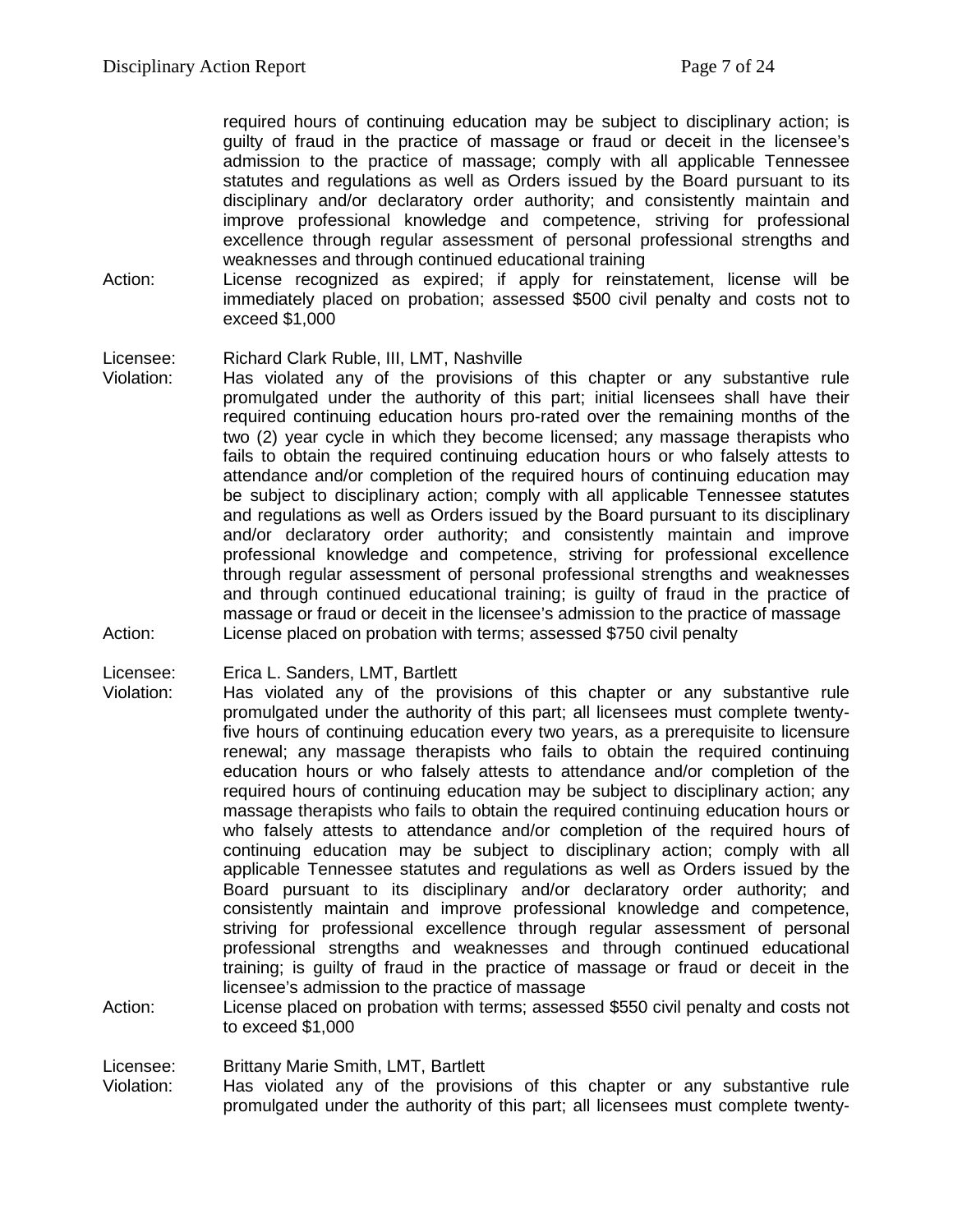required hours of continuing education may be subject to disciplinary action; is guilty of fraud in the practice of massage or fraud or deceit in the licensee's admission to the practice of massage; comply with all applicable Tennessee statutes and regulations as well as Orders issued by the Board pursuant to its disciplinary and/or declaratory order authority; and consistently maintain and improve professional knowledge and competence, striving for professional excellence through regular assessment of personal professional strengths and weaknesses and through continued educational training

Action: License recognized as expired; if apply for reinstatement, license will be immediately placed on probation; assessed $500 civil penalty and costs not to exceed $1,000

Licensee: Richard Clark Ruble, III, LMT, Nashville

Violation: Has violated any of the provisions of this chapter or any substantive rule promulgated under the authority of this part; initial licensees shall have their required continuing education hours pro-rated over the remaining months of the two (2) year cycle in which they become licensed; any massage therapists who fails to obtain the required continuing education hours or who falsely attests to attendance and/or completion of the required hours of continuing education may be subject to disciplinary action; comply with all applicable Tennessee statutes and regulations as well as Orders issued by the Board pursuant to its disciplinary and/or declaratory order authority; and consistently maintain and improve professional knowledge and competence, striving for professional excellence through regular assessment of personal professional strengths and weaknesses and through continued educational training; is guilty of fraud in the practice of massage or fraud or deceit in the licensee's admission to the practice of massage

Action: License placed on probation with terms; assessed $750 civil penalty

Licensee: Erica L. Sanders, LMT, Bartlett

Violation: Has violated any of the provisions of this chapter or any substantive rule promulgated under the authority of this part; all licensees must complete twenty-five hours of continuing education every two years, as a prerequisite to licensure renewal; any massage therapists who fails to obtain the required continuing education hours or who falsely attests to attendance and/or completion of the required hours of continuing education may be subject to disciplinary action; any massage therapists who fails to obtain the required continuing education hours or who falsely attests to attendance and/or completion of the required hours of continuing education may be subject to disciplinary action; comply with all applicable Tennessee statutes and regulations as well as Orders issued by the Board pursuant to its disciplinary and/or declaratory order authority; and consistently maintain and improve professional knowledge and competence, striving for professional excellence through regular assessment of personal professional strengths and weaknesses and through continued educational training; is guilty of fraud in the practice of massage or fraud or deceit in the licensee's admission to the practice of massage

Action: License placed on probation with terms; assessed $550 civil penalty and costs not to exceed $1,000

Licensee: Brittany Marie Smith, LMT, Bartlett

Violation: Has violated any of the provisions of this chapter or any substantive rule promulgated under the authority of this part; all licensees must complete twenty-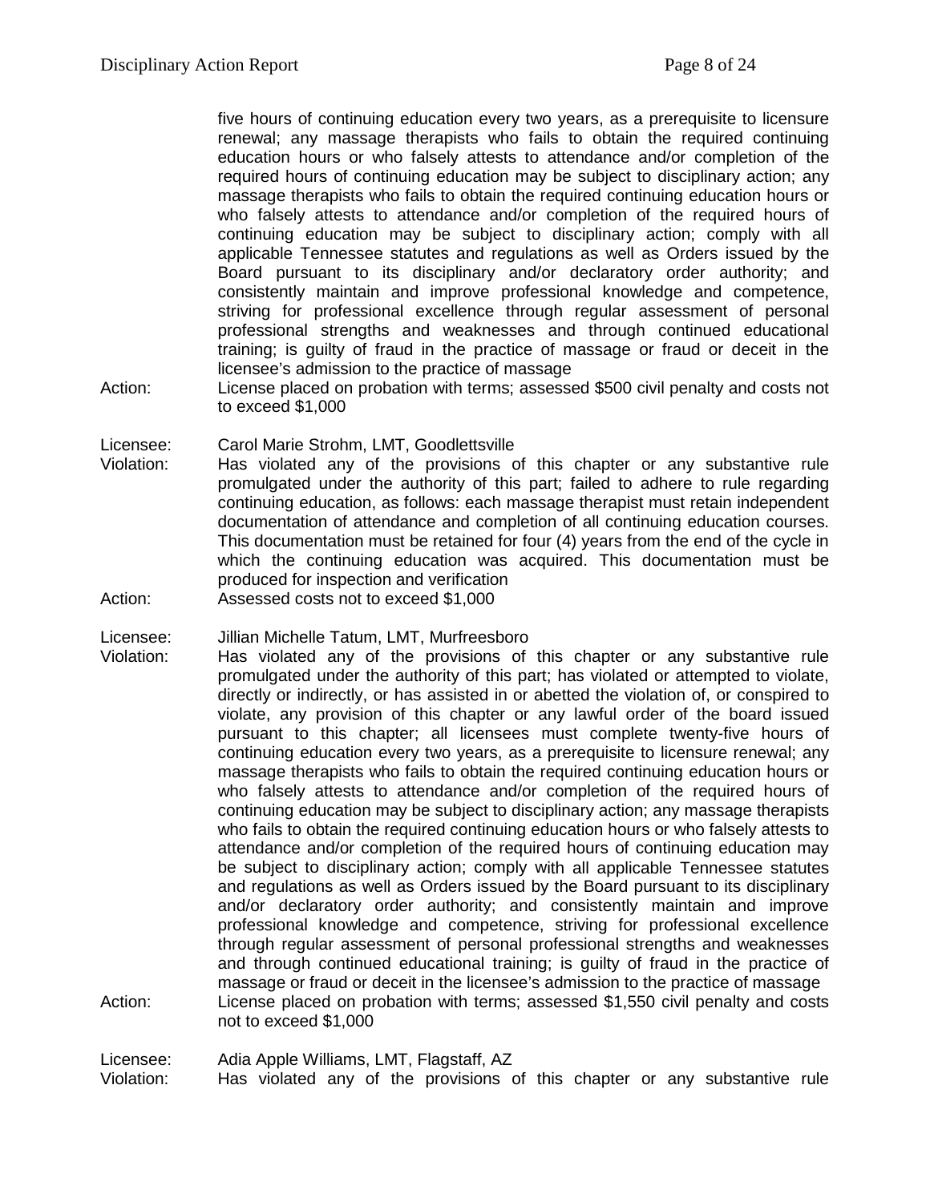five hours of continuing education every two years, as a prerequisite to licensure renewal; any massage therapists who fails to obtain the required continuing education hours or who falsely attests to attendance and/or completion of the required hours of continuing education may be subject to disciplinary action; any massage therapists who fails to obtain the required continuing education hours or who falsely attests to attendance and/or completion of the required hours of continuing education may be subject to disciplinary action; comply with all applicable Tennessee statutes and regulations as well as Orders issued by the Board pursuant to its disciplinary and/or declaratory order authority; and consistently maintain and improve professional knowledge and competence, striving for professional excellence through regular assessment of personal professional strengths and weaknesses and through continued educational training; is guilty of fraud in the practice of massage or fraud or deceit in the licensee's admission to the practice of massage

Action: License placed on probation with terms; assessed $500 civil penalty and costs not to exceed $1,000

Licensee: Carol Marie Strohm, LMT, Goodlettsville

Violation: Has violated any of the provisions of this chapter or any substantive rule promulgated under the authority of this part; failed to adhere to rule regarding continuing education, as follows: each massage therapist must retain independent documentation of attendance and completion of all continuing education courses. This documentation must be retained for four (4) years from the end of the cycle in which the continuing education was acquired. This documentation must be produced for inspection and verification

Action: Assessed costs not to exceed $1,000

Licensee: Jillian Michelle Tatum, LMT, Murfreesboro

Violation: Has violated any of the provisions of this chapter or any substantive rule promulgated under the authority of this part; has violated or attempted to violate, directly or indirectly, or has assisted in or abetted the violation of, or conspired to violate, any provision of this chapter or any lawful order of the board issued pursuant to this chapter; all licensees must complete twenty-five hours of continuing education every two years, as a prerequisite to licensure renewal; any massage therapists who fails to obtain the required continuing education hours or who falsely attests to attendance and/or completion of the required hours of continuing education may be subject to disciplinary action; any massage therapists who fails to obtain the required continuing education hours or who falsely attests to attendance and/or completion of the required hours of continuing education may be subject to disciplinary action; comply with all applicable Tennessee statutes and regulations as well as Orders issued by the Board pursuant to its disciplinary and/or declaratory order authority; and consistently maintain and improve professional knowledge and competence, striving for professional excellence through regular assessment of personal professional strengths and weaknesses and through continued educational training; is guilty of fraud in the practice of massage or fraud or deceit in the licensee's admission to the practice of massage

Action: License placed on probation with terms; assessed $1,550 civil penalty and costs not to exceed $1,000

Licensee: Adia Apple Williams, LMT, Flagstaff, AZ

Violation: Has violated any of the provisions of this chapter or any substantive rule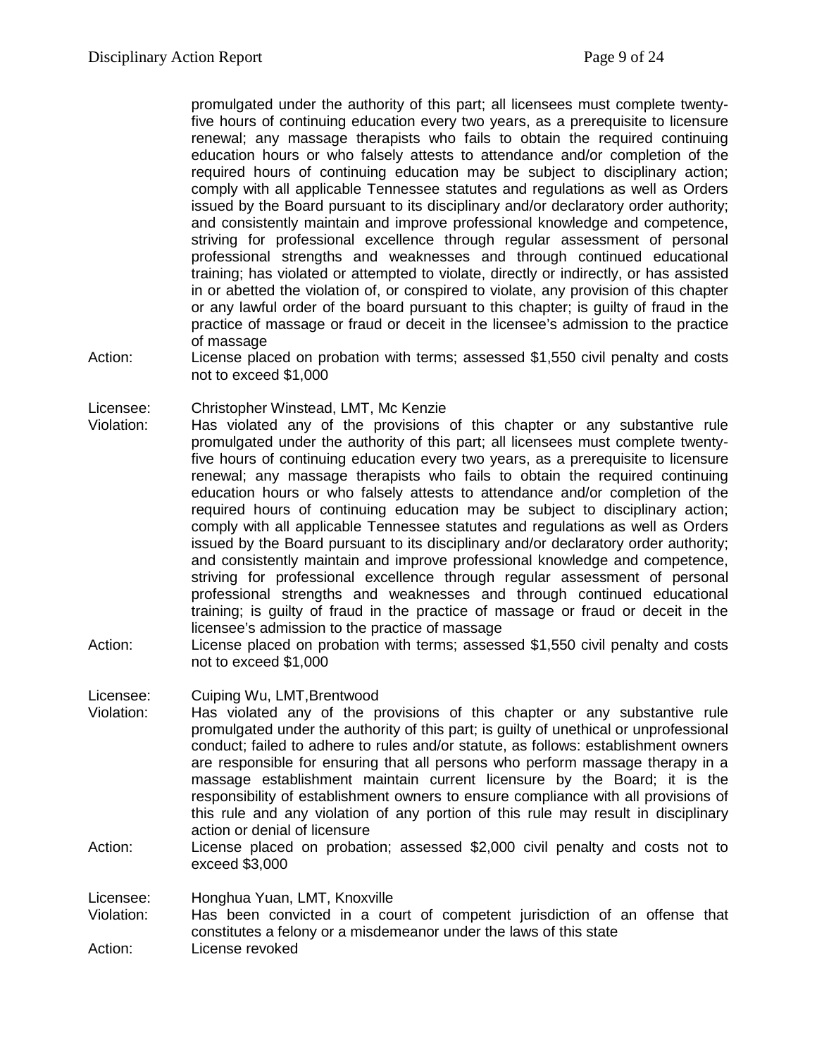promulgated under the authority of this part; all licensees must complete twenty-five hours of continuing education every two years, as a prerequisite to licensure renewal; any massage therapists who fails to obtain the required continuing education hours or who falsely attests to attendance and/or completion of the required hours of continuing education may be subject to disciplinary action; comply with all applicable Tennessee statutes and regulations as well as Orders issued by the Board pursuant to its disciplinary and/or declaratory order authority; and consistently maintain and improve professional knowledge and competence, striving for professional excellence through regular assessment of personal professional strengths and weaknesses and through continued educational training; has violated or attempted to violate, directly or indirectly, or has assisted in or abetted the violation of, or conspired to violate, any provision of this chapter or any lawful order of the board pursuant to this chapter; is guilty of fraud in the practice of massage or fraud or deceit in the licensee's admission to the practice of massage

Action: License placed on probation with terms; assessed $1,550 civil penalty and costs not to exceed $1,000

Licensee: Christopher Winstead, LMT, Mc Kenzie

Violation: Has violated any of the provisions of this chapter or any substantive rule promulgated under the authority of this part; all licensees must complete twenty-five hours of continuing education every two years, as a prerequisite to licensure renewal; any massage therapists who fails to obtain the required continuing education hours or who falsely attests to attendance and/or completion of the required hours of continuing education may be subject to disciplinary action; comply with all applicable Tennessee statutes and regulations as well as Orders issued by the Board pursuant to its disciplinary and/or declaratory order authority; and consistently maintain and improve professional knowledge and competence, striving for professional excellence through regular assessment of personal professional strengths and weaknesses and through continued educational training; is guilty of fraud in the practice of massage or fraud or deceit in the licensee's admission to the practice of massage

Action: License placed on probation with terms; assessed $1,550 civil penalty and costs not to exceed $1,000

Licensee: Cuiping Wu, LMT,Brentwood

Violation: Has violated any of the provisions of this chapter or any substantive rule promulgated under the authority of this part; is guilty of unethical or unprofessional conduct; failed to adhere to rules and/or statute, as follows: establishment owners are responsible for ensuring that all persons who perform massage therapy in a massage establishment maintain current licensure by the Board; it is the responsibility of establishment owners to ensure compliance with all provisions of this rule and any violation of any portion of this rule may result in disciplinary action or denial of licensure

Action: License placed on probation; assessed $2,000 civil penalty and costs not to exceed $3,000

Licensee: Honghua Yuan, LMT, Knoxville

Violation: Has been convicted in a court of competent jurisdiction of an offense that constitutes a felony or a misdemeanor under the laws of this state

Action: License revoked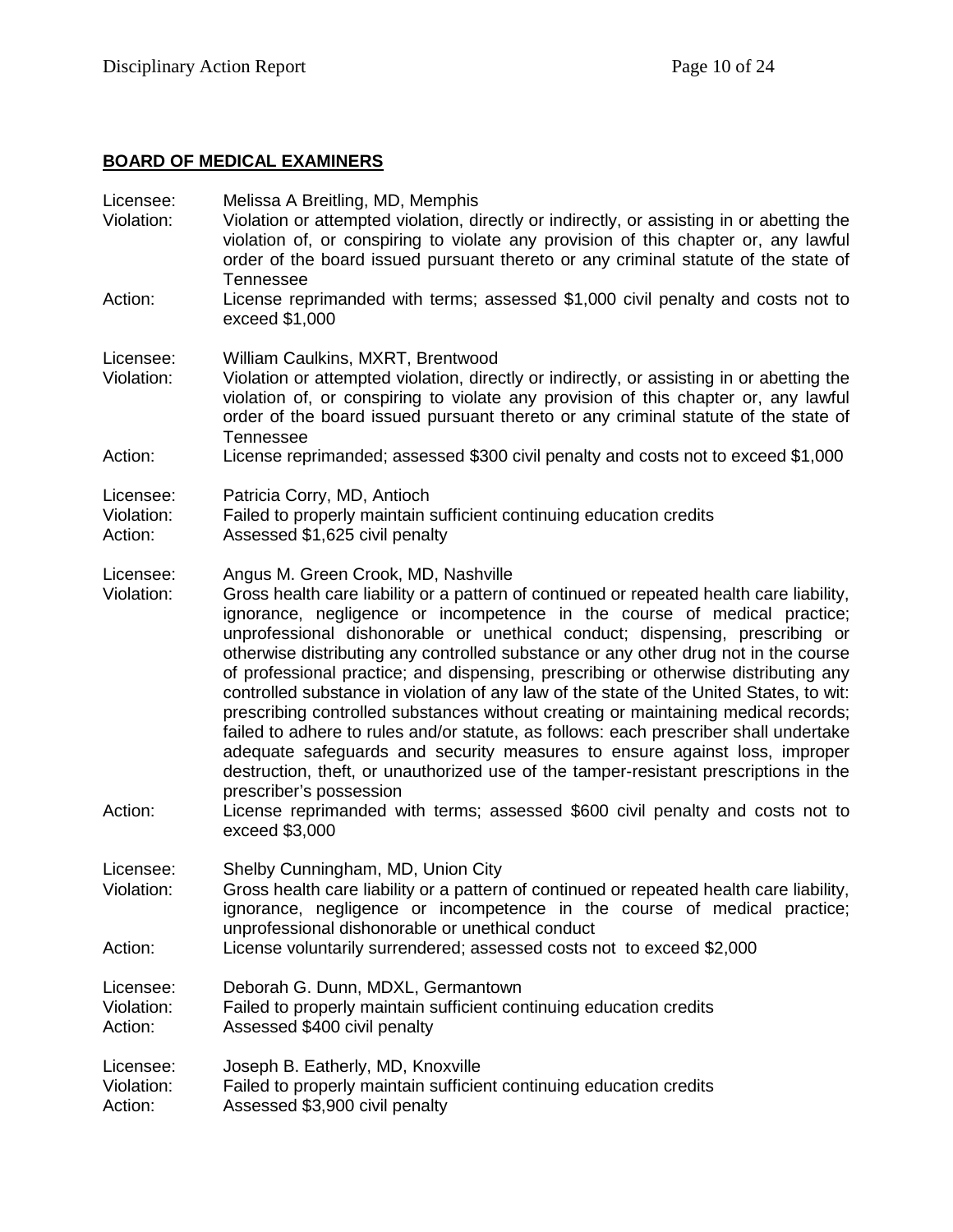**BOARD OF MEDICAL EXAMINERS**

Licensee: Melissa A Breitling, MD, Memphis
Violation: Violation or attempted violation, directly or indirectly, or assisting in or abetting the violation of, or conspiring to violate any provision of this chapter or, any lawful order of the board issued pursuant thereto or any criminal statute of the state of Tennessee
Action: License reprimanded with terms; assessed $1,000 civil penalty and costs not to exceed $1,000

Licensee: William Caulkins, MXRT, Brentwood
Violation: Violation or attempted violation, directly or indirectly, or assisting in or abetting the violation of, or conspiring to violate any provision of this chapter or, any lawful order of the board issued pursuant thereto or any criminal statute of the state of Tennessee
Action: License reprimanded; assessed $300 civil penalty and costs not to exceed $1,000

Licensee: Patricia Corry, MD, Antioch
Violation: Failed to properly maintain sufficient continuing education credits
Action: Assessed $1,625 civil penalty

Licensee: Angus M. Green Crook, MD, Nashville
Violation: Gross health care liability or a pattern of continued or repeated health care liability, ignorance, negligence or incompetence in the course of medical practice; unprofessional dishonorable or unethical conduct; dispensing, prescribing or otherwise distributing any controlled substance or any other drug not in the course of professional practice; and dispensing, prescribing or otherwise distributing any controlled substance in violation of any law of the state of the United States, to wit: prescribing controlled substances without creating or maintaining medical records; failed to adhere to rules and/or statute, as follows: each prescriber shall undertake adequate safeguards and security measures to ensure against loss, improper destruction, theft, or unauthorized use of the tamper-resistant prescriptions in the prescriber's possession
Action: License reprimanded with terms; assessed $600 civil penalty and costs not to exceed $3,000

Licensee: Shelby Cunningham, MD, Union City
Violation: Gross health care liability or a pattern of continued or repeated health care liability, ignorance, negligence or incompetence in the course of medical practice; unprofessional dishonorable or unethical conduct
Action: License voluntarily surrendered; assessed costs not to exceed $2,000

Licensee: Deborah G. Dunn, MDXL, Germantown
Violation: Failed to properly maintain sufficient continuing education credits
Action: Assessed $400 civil penalty

Licensee: Joseph B. Eatherly, MD, Knoxville
Violation: Failed to properly maintain sufficient continuing education credits
Action: Assessed $3,900 civil penalty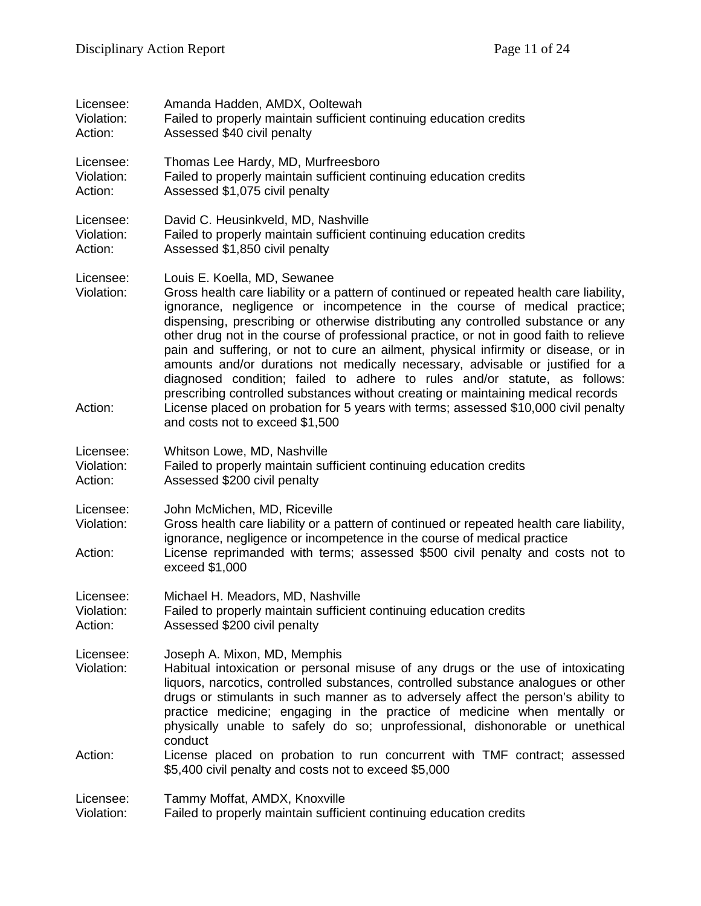Licensee: Amanda Hadden, AMDX, Ooltewah
Violation: Failed to properly maintain sufficient continuing education credits
Action: Assessed $40 civil penalty

Licensee: Thomas Lee Hardy, MD, Murfreesboro
Violation: Failed to properly maintain sufficient continuing education credits
Action: Assessed $1,075 civil penalty

Licensee: David C. Heusinkveld, MD, Nashville
Violation: Failed to properly maintain sufficient continuing education credits
Action: Assessed $1,850 civil penalty

Licensee: Louis E. Koella, MD, Sewanee
Violation: Gross health care liability or a pattern of continued or repeated health care liability, ignorance, negligence or incompetence in the course of medical practice; dispensing, prescribing or otherwise distributing any controlled substance or any other drug not in the course of professional practice, or not in good faith to relieve pain and suffering, or not to cure an ailment, physical infirmity or disease, or in amounts and/or durations not medically necessary, advisable or justified for a diagnosed condition; failed to adhere to rules and/or statute, as follows: prescribing controlled substances without creating or maintaining medical records
Action: License placed on probation for 5 years with terms; assessed $10,000 civil penalty and costs not to exceed $1,500

Licensee: Whitson Lowe, MD, Nashville
Violation: Failed to properly maintain sufficient continuing education credits
Action: Assessed $200 civil penalty

Licensee: John McMichen, MD, Riceville
Violation: Gross health care liability or a pattern of continued or repeated health care liability, ignorance, negligence or incompetence in the course of medical practice
Action: License reprimanded with terms; assessed $500 civil penalty and costs not to exceed $1,000

Licensee: Michael H. Meadors, MD, Nashville
Violation: Failed to properly maintain sufficient continuing education credits
Action: Assessed $200 civil penalty

Licensee: Joseph A. Mixon, MD, Memphis
Violation: Habitual intoxication or personal misuse of any drugs or the use of intoxicating liquors, narcotics, controlled substances, controlled substance analogues or other drugs or stimulants in such manner as to adversely affect the person's ability to practice medicine; engaging in the practice of medicine when mentally or physically unable to safely do so; unprofessional, dishonorable or unethical conduct
Action: License placed on probation to run concurrent with TMF contract; assessed $5,400 civil penalty and costs not to exceed $5,000

Licensee: Tammy Moffat, AMDX, Knoxville
Violation: Failed to properly maintain sufficient continuing education credits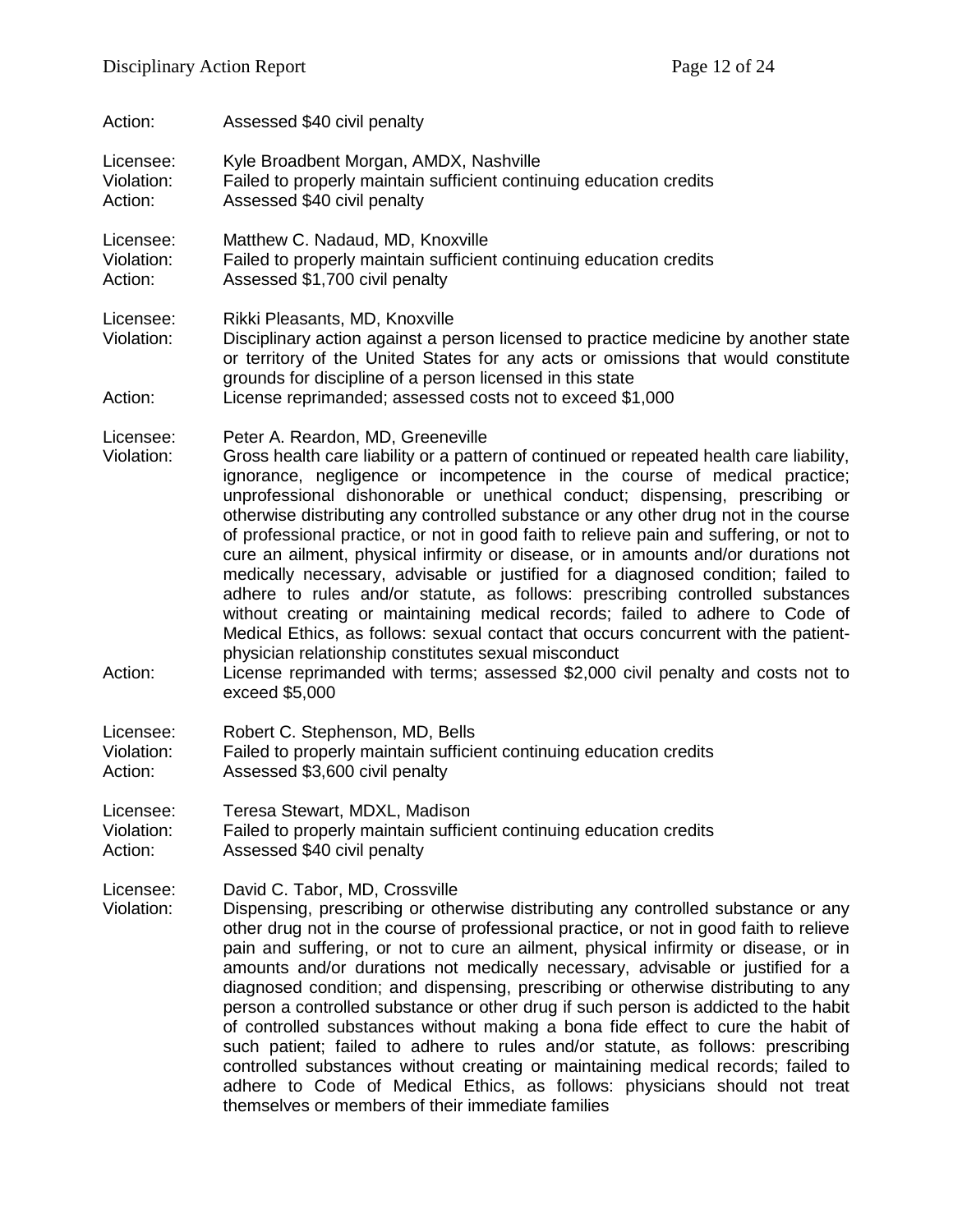Action: Assessed $40 civil penalty

Licensee: Kyle Broadbent Morgan, AMDX, Nashville
Violation: Failed to properly maintain sufficient continuing education credits
Action: Assessed $40 civil penalty

Licensee: Matthew C. Nadaud, MD, Knoxville
Violation: Failed to properly maintain sufficient continuing education credits
Action: Assessed $1,700 civil penalty

Licensee: Rikki Pleasants, MD, Knoxville
Violation: Disciplinary action against a person licensed to practice medicine by another state or territory of the United States for any acts or omissions that would constitute grounds for discipline of a person licensed in this state
Action: License reprimanded; assessed costs not to exceed $1,000

Licensee: Peter A. Reardon, MD, Greeneville
Violation: Gross health care liability or a pattern of continued or repeated health care liability, ignorance, negligence or incompetence in the course of medical practice; unprofessional dishonorable or unethical conduct; dispensing, prescribing or otherwise distributing any controlled substance or any other drug not in the course of professional practice, or not in good faith to relieve pain and suffering, or not to cure an ailment, physical infirmity or disease, or in amounts and/or durations not medically necessary, advisable or justified for a diagnosed condition; failed to adhere to rules and/or statute, as follows: prescribing controlled substances without creating or maintaining medical records; failed to adhere to Code of Medical Ethics, as follows: sexual contact that occurs concurrent with the patient-physician relationship constitutes sexual misconduct
Action: License reprimanded with terms; assessed $2,000 civil penalty and costs not to exceed $5,000

Licensee: Robert C. Stephenson, MD, Bells
Violation: Failed to properly maintain sufficient continuing education credits
Action: Assessed $3,600 civil penalty

Licensee: Teresa Stewart, MDXL, Madison
Violation: Failed to properly maintain sufficient continuing education credits
Action: Assessed $40 civil penalty

Licensee: David C. Tabor, MD, Crossville
Violation: Dispensing, prescribing or otherwise distributing any controlled substance or any other drug not in the course of professional practice, or not in good faith to relieve pain and suffering, or not to cure an ailment, physical infirmity or disease, or in amounts and/or durations not medically necessary, advisable or justified for a diagnosed condition; and dispensing, prescribing or otherwise distributing to any person a controlled substance or other drug if such person is addicted to the habit of controlled substances without making a bona fide effect to cure the habit of such patient; failed to adhere to rules and/or statute, as follows: prescribing controlled substances without creating or maintaining medical records; failed to adhere to Code of Medical Ethics, as follows: physicians should not treat themselves or members of their immediate families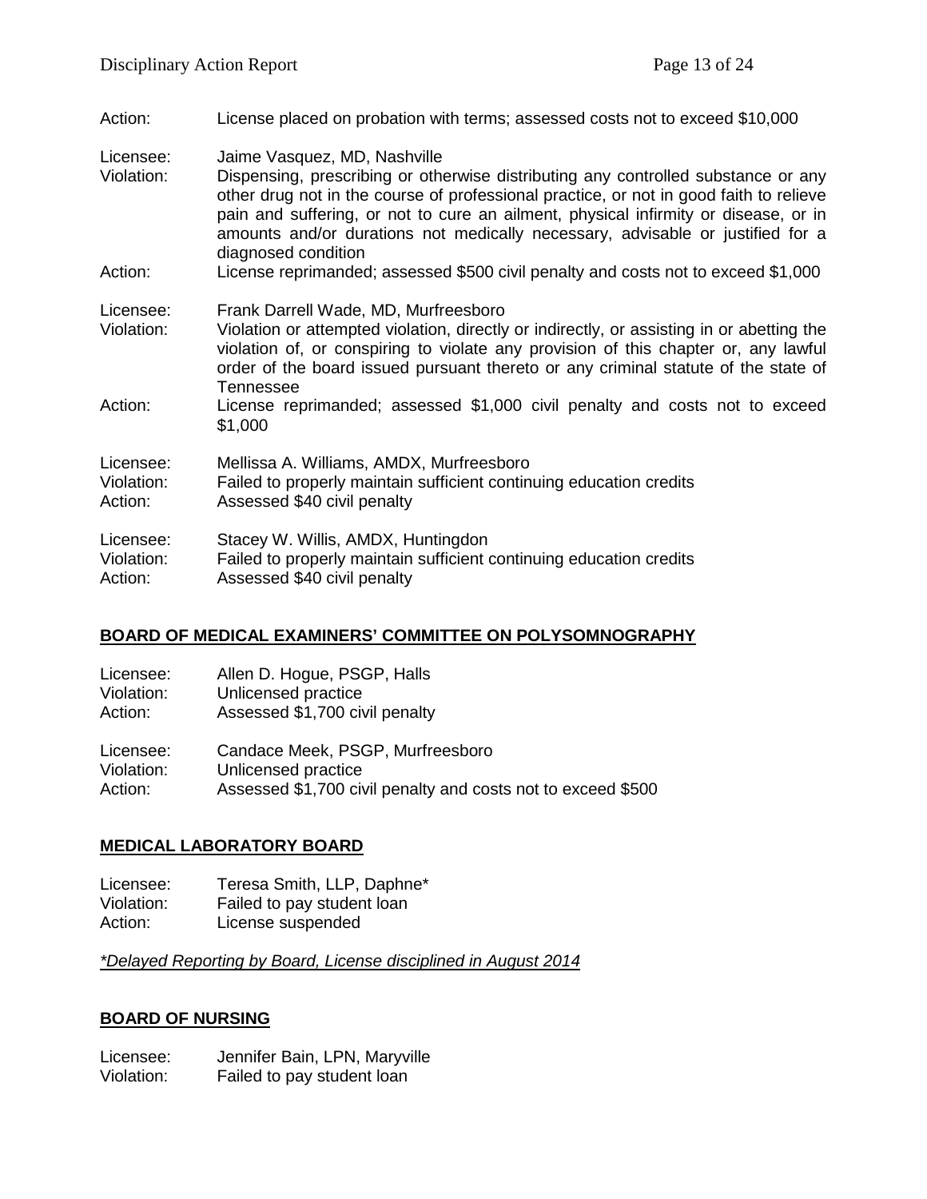Action: License placed on probation with terms; assessed costs not to exceed $10,000

Licensee: Jaime Vasquez, MD, Nashville
Violation: Dispensing, prescribing or otherwise distributing any controlled substance or any other drug not in the course of professional practice, or not in good faith to relieve pain and suffering, or not to cure an ailment, physical infirmity or disease, or in amounts and/or durations not medically necessary, advisable or justified for a diagnosed condition
Action: License reprimanded; assessed $500 civil penalty and costs not to exceed $1,000

Licensee: Frank Darrell Wade, MD, Murfreesboro
Violation: Violation or attempted violation, directly or indirectly, or assisting in or abetting the violation of, or conspiring to violate any provision of this chapter or, any lawful order of the board issued pursuant thereto or any criminal statute of the state of Tennessee
Action: License reprimanded; assessed $1,000 civil penalty and costs not to exceed $1,000

Licensee: Mellissa A. Williams, AMDX, Murfreesboro
Violation: Failed to properly maintain sufficient continuing education credits
Action: Assessed $40 civil penalty

Licensee: Stacey W. Willis, AMDX, Huntingdon
Violation: Failed to properly maintain sufficient continuing education credits
Action: Assessed $40 civil penalty

## BOARD OF MEDICAL EXAMINERS' COMMITTEE ON POLYSOMNOGRAPHY

Licensee: Allen D. Hogue, PSGP, Halls
Violation: Unlicensed practice
Action: Assessed $1,700 civil penalty

Licensee: Candace Meek, PSGP, Murfreesboro
Violation: Unlicensed practice
Action: Assessed $1,700 civil penalty and costs not to exceed $500

## MEDICAL LABORATORY BOARD

Licensee: Teresa Smith, LLP, Daphne*
Violation: Failed to pay student loan
Action: License suspended

*\*Delayed Reporting by Board, License disciplined in August 2014*

## BOARD OF NURSING

Licensee: Jennifer Bain, LPN, Maryville
Violation: Failed to pay student loan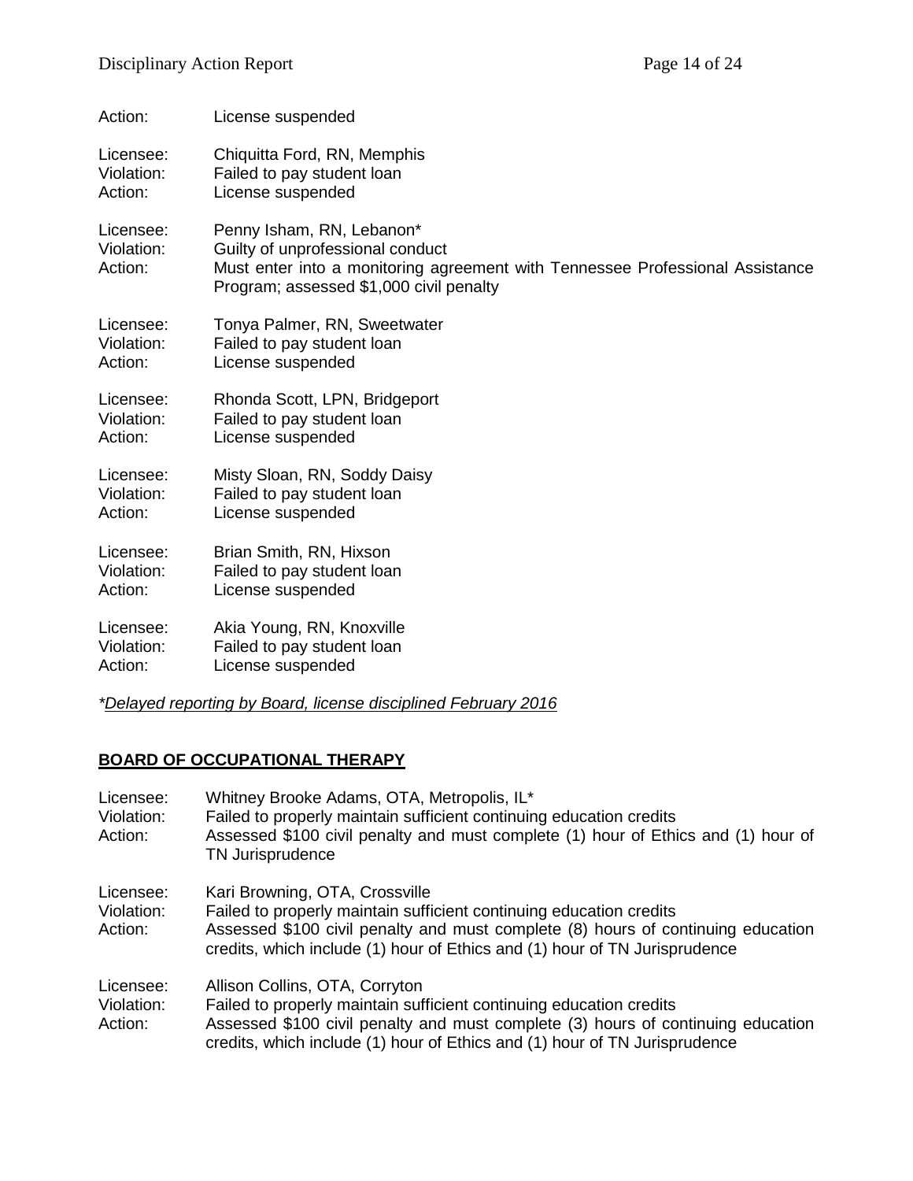Action: License suspended

Licensee: Chiquitta Ford, RN, Memphis
Violation: Failed to pay student loan
Action: License suspended

Licensee: Penny Isham, RN, Lebanon*
Violation: Guilty of unprofessional conduct
Action: Must enter into a monitoring agreement with Tennessee Professional Assistance Program; assessed $1,000 civil penalty

Licensee: Tonya Palmer, RN, Sweetwater
Violation: Failed to pay student loan
Action: License suspended

Licensee: Rhonda Scott, LPN, Bridgeport
Violation: Failed to pay student loan
Action: License suspended

Licensee: Misty Sloan, RN, Soddy Daisy
Violation: Failed to pay student loan
Action: License suspended

Licensee: Brian Smith, RN, Hixson
Violation: Failed to pay student loan
Action: License suspended

Licensee: Akia Young, RN, Knoxville
Violation: Failed to pay student loan
Action: License suspended

*<u>Delayed reporting by Board, license disciplined February 2016</u>*

## BOARD OF OCCUPATIONAL THERAPY

Licensee: Whitney Brooke Adams, OTA, Metropolis, IL*
Violation: Failed to properly maintain sufficient continuing education credits
Action: Assessed $100 civil penalty and must complete (1) hour of Ethics and (1) hour of TN Jurisprudence

Licensee: Kari Browning, OTA, Crossville
Violation: Failed to properly maintain sufficient continuing education credits
Action: Assessed $100 civil penalty and must complete (8) hours of continuing education credits, which include (1) hour of Ethics and (1) hour of TN Jurisprudence

Licensee: Allison Collins, OTA, Corryton
Violation: Failed to properly maintain sufficient continuing education credits
Action: Assessed $100 civil penalty and must complete (3) hours of continuing education credits, which include (1) hour of Ethics and (1) hour of TN Jurisprudence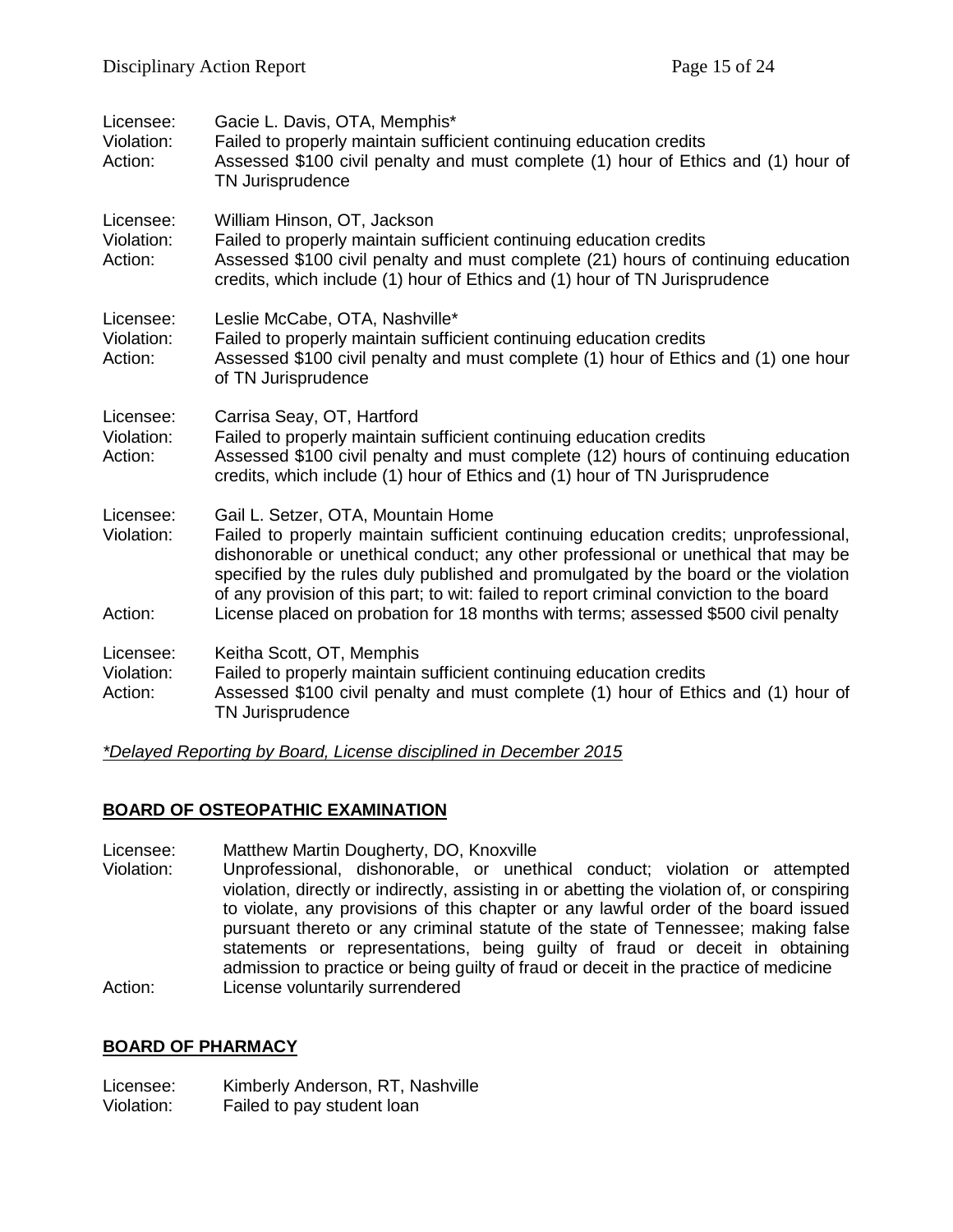Licensee: Gacie L. Davis, OTA, Memphis*
Violation: Failed to properly maintain sufficient continuing education credits
Action: Assessed $100 civil penalty and must complete (1) hour of Ethics and (1) hour of TN Jurisprudence

Licensee: William Hinson, OT, Jackson
Violation: Failed to properly maintain sufficient continuing education credits
Action: Assessed $100 civil penalty and must complete (21) hours of continuing education credits, which include (1) hour of Ethics and (1) hour of TN Jurisprudence

Licensee: Leslie McCabe, OTA, Nashville*
Violation: Failed to properly maintain sufficient continuing education credits
Action: Assessed $100 civil penalty and must complete (1) hour of Ethics and (1) one hour of TN Jurisprudence

Licensee: Carrisa Seay, OT, Hartford
Violation: Failed to properly maintain sufficient continuing education credits
Action: Assessed $100 civil penalty and must complete (12) hours of continuing education credits, which include (1) hour of Ethics and (1) hour of TN Jurisprudence

Licensee: Gail L. Setzer, OTA, Mountain Home
Violation: Failed to properly maintain sufficient continuing education credits; unprofessional, dishonorable or unethical conduct; any other professional or unethical that may be specified by the rules duly published and promulgated by the board or the violation of any provision of this part; to wit: failed to report criminal conviction to the board
Action: License placed on probation for 18 months with terms; assessed $500 civil penalty

Licensee: Keitha Scott, OT, Memphis
Violation: Failed to properly maintain sufficient continuing education credits
Action: Assessed $100 civil penalty and must complete (1) hour of Ethics and (1) hour of TN Jurisprudence

*_*Delayed Reporting by Board, License disciplined in December 2015*_*

## BOARD OF OSTEOPATHIC EXAMINATION

Licensee: Matthew Martin Dougherty, DO, Knoxville
Violation: Unprofessional, dishonorable, or unethical conduct; violation or attempted violation, directly or indirectly, assisting in or abetting the violation of, or conspiring to violate, any provisions of this chapter or any lawful order of the board issued pursuant thereto or any criminal statute of the state of Tennessee; making false statements or representations, being guilty of fraud or deceit in obtaining admission to practice or being guilty of fraud or deceit in the practice of medicine
Action: License voluntarily surrendered

## BOARD OF PHARMACY

Licensee: Kimberly Anderson, RT, Nashville
Violation: Failed to pay student loan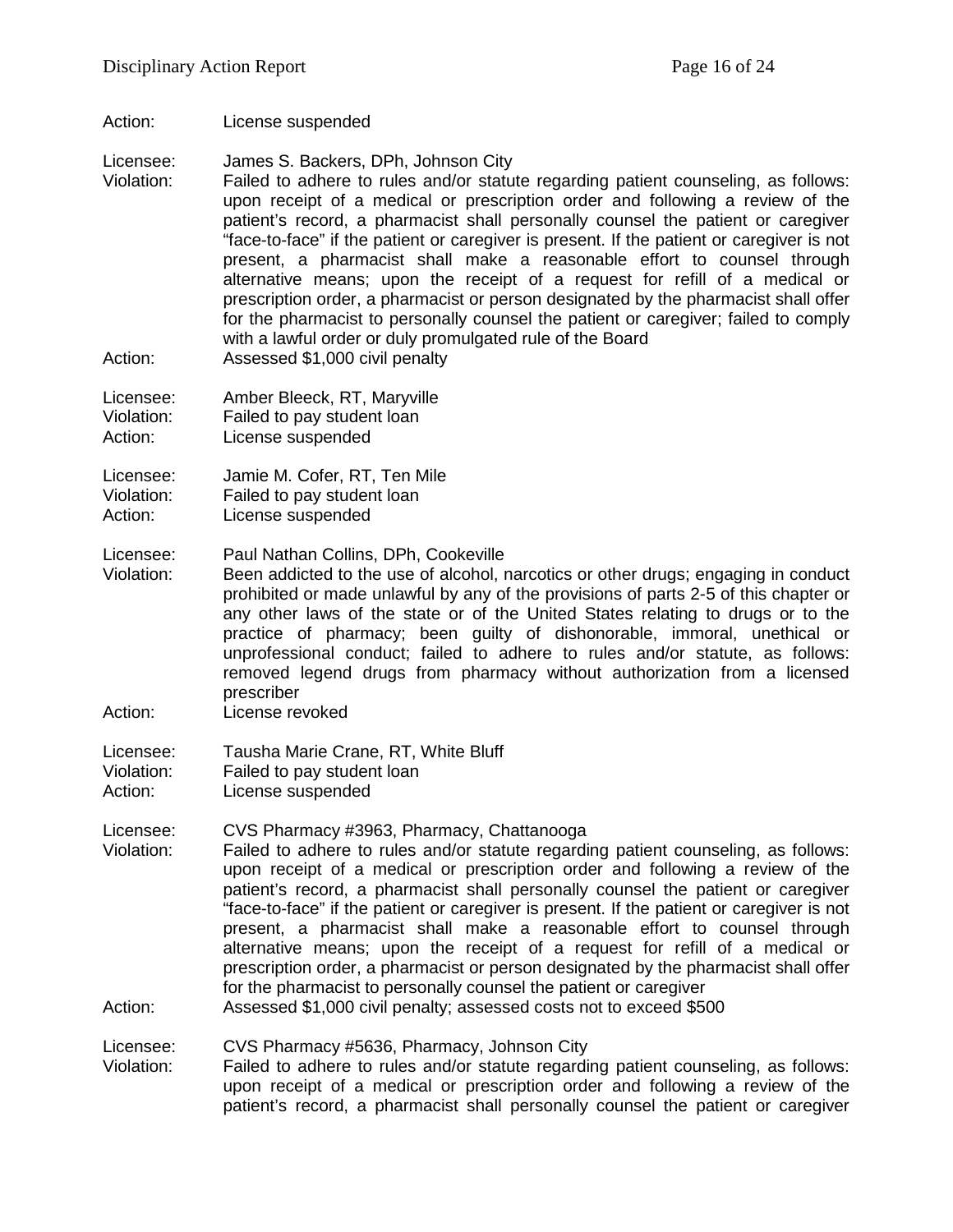Action: License suspended

Licensee: James S. Backers, DPh, Johnson City
Violation: Failed to adhere to rules and/or statute regarding patient counseling, as follows: upon receipt of a medical or prescription order and following a review of the patient's record, a pharmacist shall personally counsel the patient or caregiver "face-to-face" if the patient or caregiver is present. If the patient or caregiver is not present, a pharmacist shall make a reasonable effort to counsel through alternative means; upon the receipt of a request for refill of a medical or prescription order, a pharmacist or person designated by the pharmacist shall offer for the pharmacist to personally counsel the patient or caregiver; failed to comply with a lawful order or duly promulgated rule of the Board
Action: Assessed $1,000 civil penalty

Licensee: Amber Bleeck, RT, Maryville
Violation: Failed to pay student loan
Action: License suspended

Licensee: Jamie M. Cofer, RT, Ten Mile
Violation: Failed to pay student loan
Action: License suspended

Licensee: Paul Nathan Collins, DPh, Cookeville
Violation: Been addicted to the use of alcohol, narcotics or other drugs; engaging in conduct prohibited or made unlawful by any of the provisions of parts 2-5 of this chapter or any other laws of the state or of the United States relating to drugs or to the practice of pharmacy; been guilty of dishonorable, immoral, unethical or unprofessional conduct; failed to adhere to rules and/or statute, as follows: removed legend drugs from pharmacy without authorization from a licensed prescriber
Action: License revoked

Licensee: Tausha Marie Crane, RT, White Bluff
Violation: Failed to pay student loan
Action: License suspended

Licensee: CVS Pharmacy #3963, Pharmacy, Chattanooga
Violation: Failed to adhere to rules and/or statute regarding patient counseling, as follows: upon receipt of a medical or prescription order and following a review of the patient's record, a pharmacist shall personally counsel the patient or caregiver "face-to-face" if the patient or caregiver is present. If the patient or caregiver is not present, a pharmacist shall make a reasonable effort to counsel through alternative means; upon the receipt of a request for refill of a medical or prescription order, a pharmacist or person designated by the pharmacist shall offer for the pharmacist to personally counsel the patient or caregiver
Action: Assessed $1,000 civil penalty; assessed costs not to exceed $500

Licensee: CVS Pharmacy #5636, Pharmacy, Johnson City
Violation: Failed to adhere to rules and/or statute regarding patient counseling, as follows: upon receipt of a medical or prescription order and following a review of the patient's record, a pharmacist shall personally counsel the patient or caregiver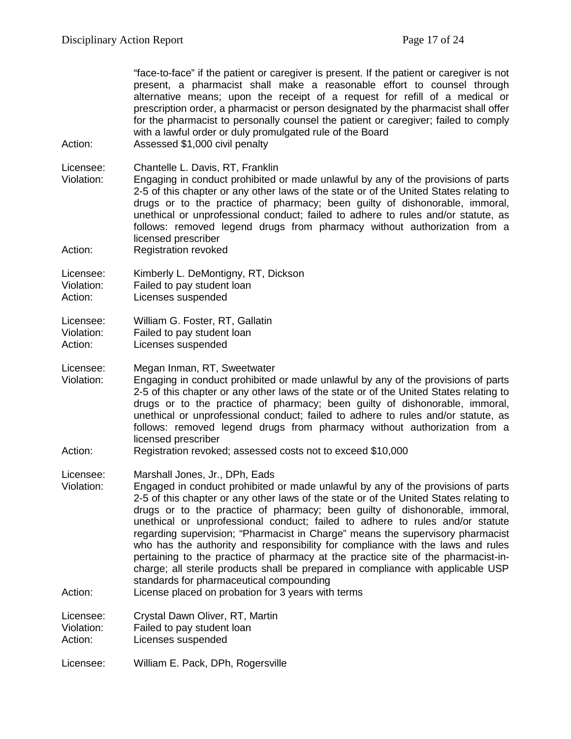"face-to-face" if the patient or caregiver is present. If the patient or caregiver is not present, a pharmacist shall make a reasonable effort to counsel through alternative means; upon the receipt of a request for refill of a medical or prescription order, a pharmacist or person designated by the pharmacist shall offer for the pharmacist to personally counsel the patient or caregiver; failed to comply with a lawful order or duly promulgated rule of the Board

Action: Assessed $1,000 civil penalty

Licensee: Chantelle L. Davis, RT, Franklin
Violation: Engaging in conduct prohibited or made unlawful by any of the provisions of parts 2-5 of this chapter or any other laws of the state or of the United States relating to drugs or to the practice of pharmacy; been guilty of dishonorable, immoral, unethical or unprofessional conduct; failed to adhere to rules and/or statute, as follows: removed legend drugs from pharmacy without authorization from a licensed prescriber
Action: Registration revoked

Licensee: Kimberly L. DeMontigny, RT, Dickson
Violation: Failed to pay student loan
Action: Licenses suspended

Licensee: William G. Foster, RT, Gallatin
Violation: Failed to pay student loan
Action: Licenses suspended

Licensee: Megan Inman, RT, Sweetwater
Violation: Engaging in conduct prohibited or made unlawful by any of the provisions of parts 2-5 of this chapter or any other laws of the state or of the United States relating to drugs or to the practice of pharmacy; been guilty of dishonorable, immoral, unethical or unprofessional conduct; failed to adhere to rules and/or statute, as follows: removed legend drugs from pharmacy without authorization from a licensed prescriber
Action: Registration revoked; assessed costs not to exceed $10,000

Licensee: Marshall Jones, Jr., DPh, Eads
Violation: Engaged in conduct prohibited or made unlawful by any of the provisions of parts 2-5 of this chapter or any other laws of the state or of the United States relating to drugs or to the practice of pharmacy; been guilty of dishonorable, immoral, unethical or unprofessional conduct; failed to adhere to rules and/or statute regarding supervision; "Pharmacist in Charge" means the supervisory pharmacist who has the authority and responsibility for compliance with the laws and rules pertaining to the practice of pharmacy at the practice site of the pharmacist-in-charge; all sterile products shall be prepared in compliance with applicable USP standards for pharmaceutical compounding
Action: License placed on probation for 3 years with terms

Licensee: Crystal Dawn Oliver, RT, Martin
Violation: Failed to pay student loan
Action: Licenses suspended

Licensee: William E. Pack, DPh, Rogersville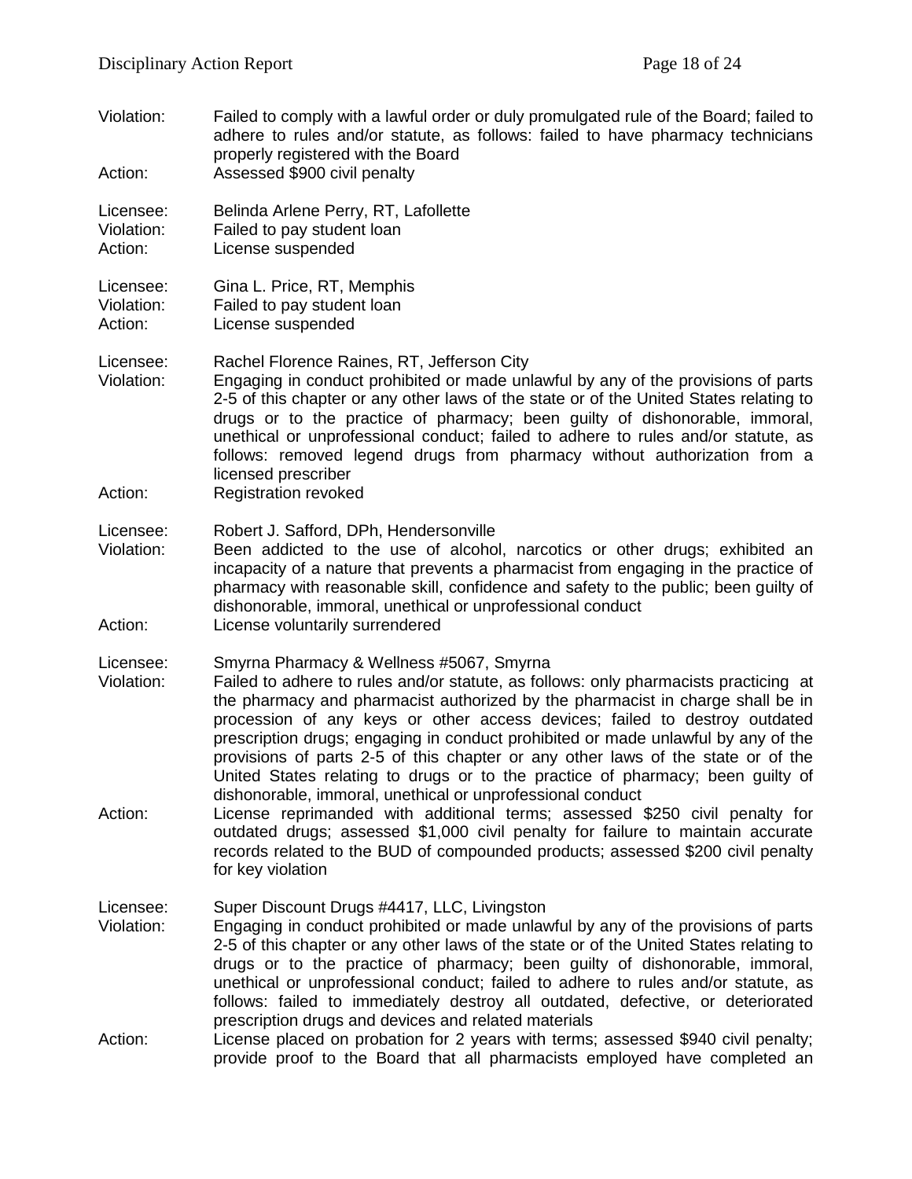Violation: Failed to comply with a lawful order or duly promulgated rule of the Board; failed to adhere to rules and/or statute, as follows: failed to have pharmacy technicians properly registered with the Board

Action: Assessed $900 civil penalty

Licensee: Belinda Arlene Perry, RT, Lafollette

Violation: Failed to pay student loan

Action: License suspended

Licensee: Gina L. Price, RT, Memphis

Violation: Failed to pay student loan

Action: License suspended

Licensee: Rachel Florence Raines, RT, Jefferson City

Violation: Engaging in conduct prohibited or made unlawful by any of the provisions of parts 2-5 of this chapter or any other laws of the state or of the United States relating to drugs or to the practice of pharmacy; been guilty of dishonorable, immoral, unethical or unprofessional conduct; failed to adhere to rules and/or statute, as follows: removed legend drugs from pharmacy without authorization from a licensed prescriber

Action: Registration revoked

Licensee: Robert J. Safford, DPh, Hendersonville

Violation: Been addicted to the use of alcohol, narcotics or other drugs; exhibited an incapacity of a nature that prevents a pharmacist from engaging in the practice of pharmacy with reasonable skill, confidence and safety to the public; been guilty of dishonorable, immoral, unethical or unprofessional conduct

Action: License voluntarily surrendered

Licensee: Smyrna Pharmacy & Wellness #5067, Smyrna

Violation: Failed to adhere to rules and/or statute, as follows: only pharmacists practicing at the pharmacy and pharmacist authorized by the pharmacist in charge shall be in procession of any keys or other access devices; failed to destroy outdated prescription drugs; engaging in conduct prohibited or made unlawful by any of the provisions of parts 2-5 of this chapter or any other laws of the state or of the United States relating to drugs or to the practice of pharmacy; been guilty of dishonorable, immoral, unethical or unprofessional conduct

Action: License reprimanded with additional terms; assessed $250 civil penalty for outdated drugs; assessed $1,000 civil penalty for failure to maintain accurate records related to the BUD of compounded products; assessed $200 civil penalty for key violation

Licensee: Super Discount Drugs #4417, LLC, Livingston

Violation: Engaging in conduct prohibited or made unlawful by any of the provisions of parts 2-5 of this chapter or any other laws of the state or of the United States relating to drugs or to the practice of pharmacy; been guilty of dishonorable, immoral, unethical or unprofessional conduct; failed to adhere to rules and/or statute, as follows: failed to immediately destroy all outdated, defective, or deteriorated prescription drugs and devices and related materials

Action: License placed on probation for 2 years with terms; assessed $940 civil penalty; provide proof to the Board that all pharmacists employed have completed an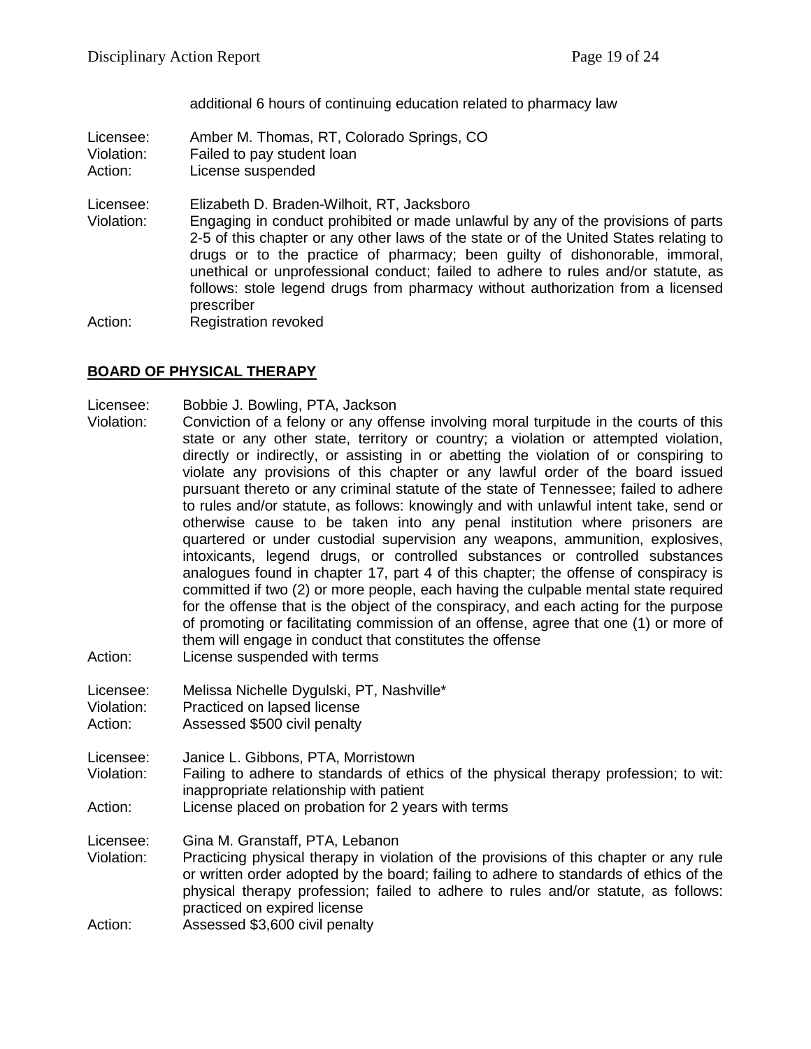additional 6 hours of continuing education related to pharmacy law

Licensee: Amber M. Thomas, RT, Colorado Springs, CO
Violation: Failed to pay student loan
Action: License suspended

Licensee: Elizabeth D. Braden-Wilhoit, RT, Jacksboro
Violation: Engaging in conduct prohibited or made unlawful by any of the provisions of parts 2-5 of this chapter or any other laws of the state or of the United States relating to drugs or to the practice of pharmacy; been guilty of dishonorable, immoral, unethical or unprofessional conduct; failed to adhere to rules and/or statute, as follows: stole legend drugs from pharmacy without authorization from a licensed prescriber
Action: Registration revoked

**BOARD OF PHYSICAL THERAPY**

Licensee: Bobbie J. Bowling, PTA, Jackson
Violation: Conviction of a felony or any offense involving moral turpitude in the courts of this state or any other state, territory or country; a violation or attempted violation, directly or indirectly, or assisting in or abetting the violation of or conspiring to violate any provisions of this chapter or any lawful order of the board issued pursuant thereto or any criminal statute of the state of Tennessee; failed to adhere to rules and/or statute, as follows: knowingly and with unlawful intent take, send or otherwise cause to be taken into any penal institution where prisoners are quartered or under custodial supervision any weapons, ammunition, explosives, intoxicants, legend drugs, or controlled substances or controlled substances analogues found in chapter 17, part 4 of this chapter; the offense of conspiracy is committed if two (2) or more people, each having the culpable mental state required for the offense that is the object of the conspiracy, and each acting for the purpose of promoting or facilitating commission of an offense, agree that one (1) or more of them will engage in conduct that constitutes the offense
Action: License suspended with terms

Licensee: Melissa Nichelle Dygulski, PT, Nashville*
Violation: Practiced on lapsed license
Action: Assessed $500 civil penalty

Licensee: Janice L. Gibbons, PTA, Morristown
Violation: Failing to adhere to standards of ethics of the physical therapy profession; to wit: inappropriate relationship with patient
Action: License placed on probation for 2 years with terms

Licensee: Gina M. Granstaff, PTA, Lebanon
Violation: Practicing physical therapy in violation of the provisions of this chapter or any rule or written order adopted by the board; failing to adhere to standards of ethics of the physical therapy profession; failed to adhere to rules and/or statute, as follows: practiced on expired license
Action: Assessed $3,600 civil penalty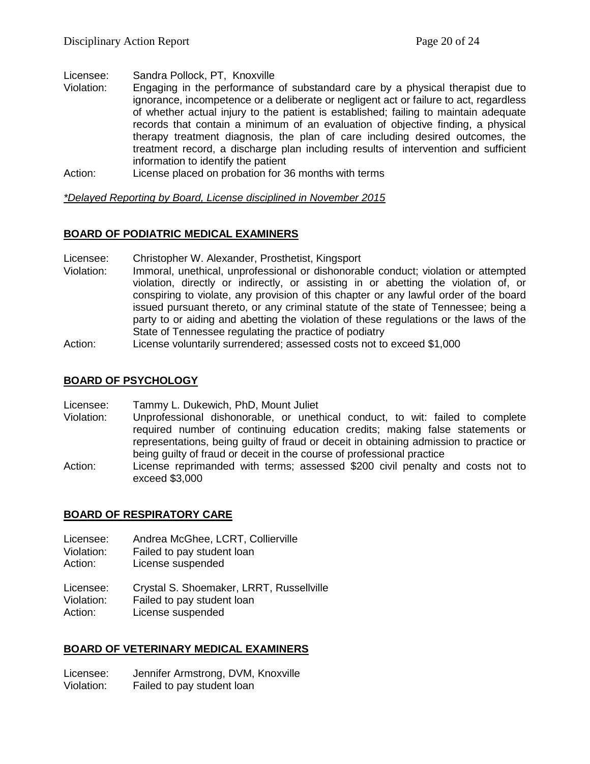Licensee: Sandra Pollock, PT, Knoxville
Violation: Engaging in the performance of substandard care by a physical therapist due to ignorance, incompetence or a deliberate or negligent act or failure to act, regardless of whether actual injury to the patient is established; failing to maintain adequate records that contain a minimum of an evaluation of objective finding, a physical therapy treatment diagnosis, the plan of care including desired outcomes, the treatment record, a discharge plan including results of intervention and sufficient information to identify the patient
Action: License placed on probation for 36 months with terms

*\*Delayed Reporting by Board, License disciplined in November 2015*

## BOARD OF PODIATRIC MEDICAL EXAMINERS

Licensee: Christopher W. Alexander, Prosthetist, Kingsport
Violation: Immoral, unethical, unprofessional or dishonorable conduct; violation or attempted violation, directly or indirectly, or assisting in or abetting the violation of, or conspiring to violate, any provision of this chapter or any lawful order of the board issued pursuant thereto, or any criminal statute of the state of Tennessee; being a party to or aiding and abetting the violation of these regulations or the laws of the State of Tennessee regulating the practice of podiatry
Action: License voluntarily surrendered; assessed costs not to exceed $1,000

## BOARD OF PSYCHOLOGY

Licensee: Tammy L. Dukewich, PhD, Mount Juliet
Violation: Unprofessional dishonorable, or unethical conduct, to wit: failed to complete required number of continuing education credits; making false statements or representations, being guilty of fraud or deceit in obtaining admission to practice or being guilty of fraud or deceit in the course of professional practice
Action: License reprimanded with terms; assessed $200 civil penalty and costs not to exceed $3,000

## BOARD OF RESPIRATORY CARE

Licensee: Andrea McGhee, LCRT, Collierville
Violation: Failed to pay student loan
Action: License suspended

Licensee: Crystal S. Shoemaker, LRRT, Russellville
Violation: Failed to pay student loan
Action: License suspended

## BOARD OF VETERINARY MEDICAL EXAMINERS

Licensee: Jennifer Armstrong, DVM, Knoxville
Violation: Failed to pay student loan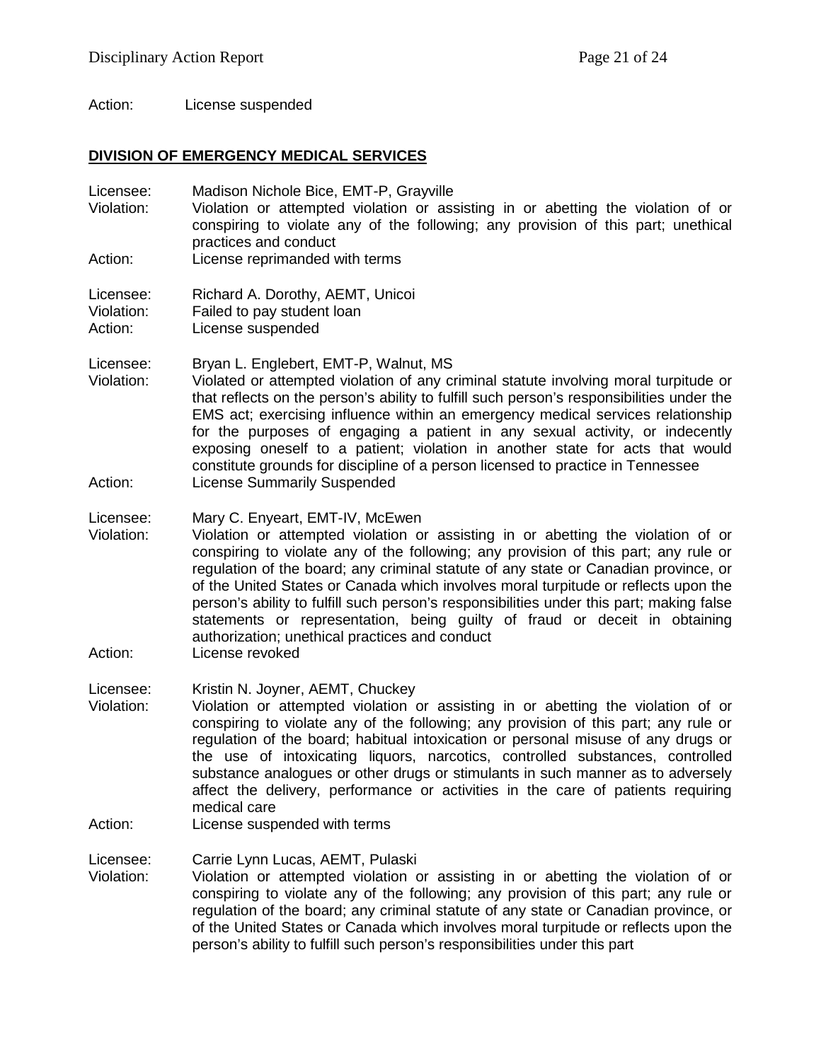Action: License suspended

## DIVISION OF EMERGENCY MEDICAL SERVICES

Licensee: Madison Nichole Bice, EMT-P, Grayville
Violation: Violation or attempted violation or assisting in or abetting the violation of or conspiring to violate any of the following; any provision of this part; unethical practices and conduct
Action: License reprimanded with terms

Licensee: Richard A. Dorothy, AEMT, Unicoi
Violation: Failed to pay student loan
Action: License suspended

Licensee: Bryan L. Englebert, EMT-P, Walnut, MS
Violation: Violated or attempted violation of any criminal statute involving moral turpitude or that reflects on the person's ability to fulfill such person's responsibilities under the EMS act; exercising influence within an emergency medical services relationship for the purposes of engaging a patient in any sexual activity, or indecently exposing oneself to a patient; violation in another state for acts that would constitute grounds for discipline of a person licensed to practice in Tennessee
Action: License Summarily Suspended

Licensee: Mary C. Enyeart, EMT-IV, McEwen
Violation: Violation or attempted violation or assisting in or abetting the violation of or conspiring to violate any of the following; any provision of this part; any rule or regulation of the board; any criminal statute of any state or Canadian province, or of the United States or Canada which involves moral turpitude or reflects upon the person's ability to fulfill such person's responsibilities under this part; making false statements or representation, being guilty of fraud or deceit in obtaining authorization; unethical practices and conduct
Action: License revoked

Licensee: Kristin N. Joyner, AEMT, Chuckey
Violation: Violation or attempted violation or assisting in or abetting the violation of or conspiring to violate any of the following; any provision of this part; any rule or regulation of the board; habitual intoxication or personal misuse of any drugs or the use of intoxicating liquors, narcotics, controlled substances, controlled substance analogues or other drugs or stimulants in such manner as to adversely affect the delivery, performance or activities in the care of patients requiring medical care
Action: License suspended with terms

Licensee: Carrie Lynn Lucas, AEMT, Pulaski
Violation: Violation or attempted violation or assisting in or abetting the violation of or conspiring to violate any of the following; any provision of this part; any rule or regulation of the board; any criminal statute of any state or Canadian province, or of the United States or Canada which involves moral turpitude or reflects upon the person's ability to fulfill such person's responsibilities under this part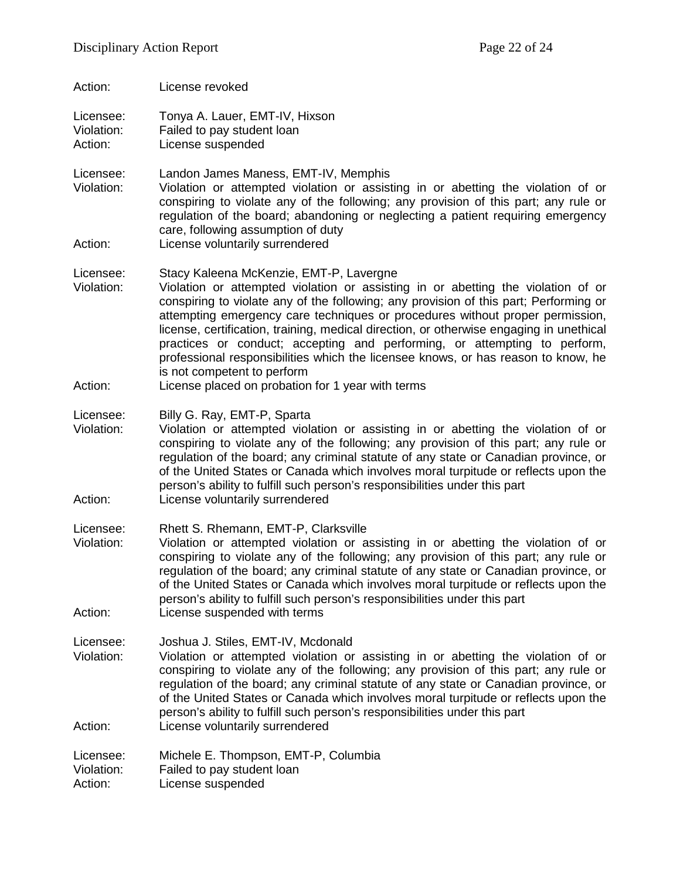Action: License revoked

Licensee: Tonya A. Lauer, EMT-IV, Hixson
Violation: Failed to pay student loan
Action: License suspended

Licensee: Landon James Maness, EMT-IV, Memphis
Violation: Violation or attempted violation or assisting in or abetting the violation of or conspiring to violate any of the following; any provision of this part; any rule or regulation of the board; abandoning or neglecting a patient requiring emergency care, following assumption of duty
Action: License voluntarily surrendered

Licensee: Stacy Kaleena McKenzie, EMT-P, Lavergne
Violation: Violation or attempted violation or assisting in or abetting the violation of or conspiring to violate any of the following; any provision of this part; Performing or attempting emergency care techniques or procedures without proper permission, license, certification, training, medical direction, or otherwise engaging in unethical practices or conduct; accepting and performing, or attempting to perform, professional responsibilities which the licensee knows, or has reason to know, he is not competent to perform
Action: License placed on probation for 1 year with terms

Licensee: Billy G. Ray, EMT-P, Sparta
Violation: Violation or attempted violation or assisting in or abetting the violation of or conspiring to violate any of the following; any provision of this part; any rule or regulation of the board; any criminal statute of any state or Canadian province, or of the United States or Canada which involves moral turpitude or reflects upon the person's ability to fulfill such person's responsibilities under this part
Action: License voluntarily surrendered

Licensee: Rhett S. Rhemann, EMT-P, Clarksville
Violation: Violation or attempted violation or assisting in or abetting the violation of or conspiring to violate any of the following; any provision of this part; any rule or regulation of the board; any criminal statute of any state or Canadian province, or of the United States or Canada which involves moral turpitude or reflects upon the person's ability to fulfill such person's responsibilities under this part
Action: License suspended with terms

Licensee: Joshua J. Stiles, EMT-IV, Mcdonald
Violation: Violation or attempted violation or assisting in or abetting the violation of or conspiring to violate any of the following; any provision of this part; any rule or regulation of the board; any criminal statute of any state or Canadian province, or of the United States or Canada which involves moral turpitude or reflects upon the person's ability to fulfill such person's responsibilities under this part
Action: License voluntarily surrendered

Licensee: Michele E. Thompson, EMT-P, Columbia
Violation: Failed to pay student loan
Action: License suspended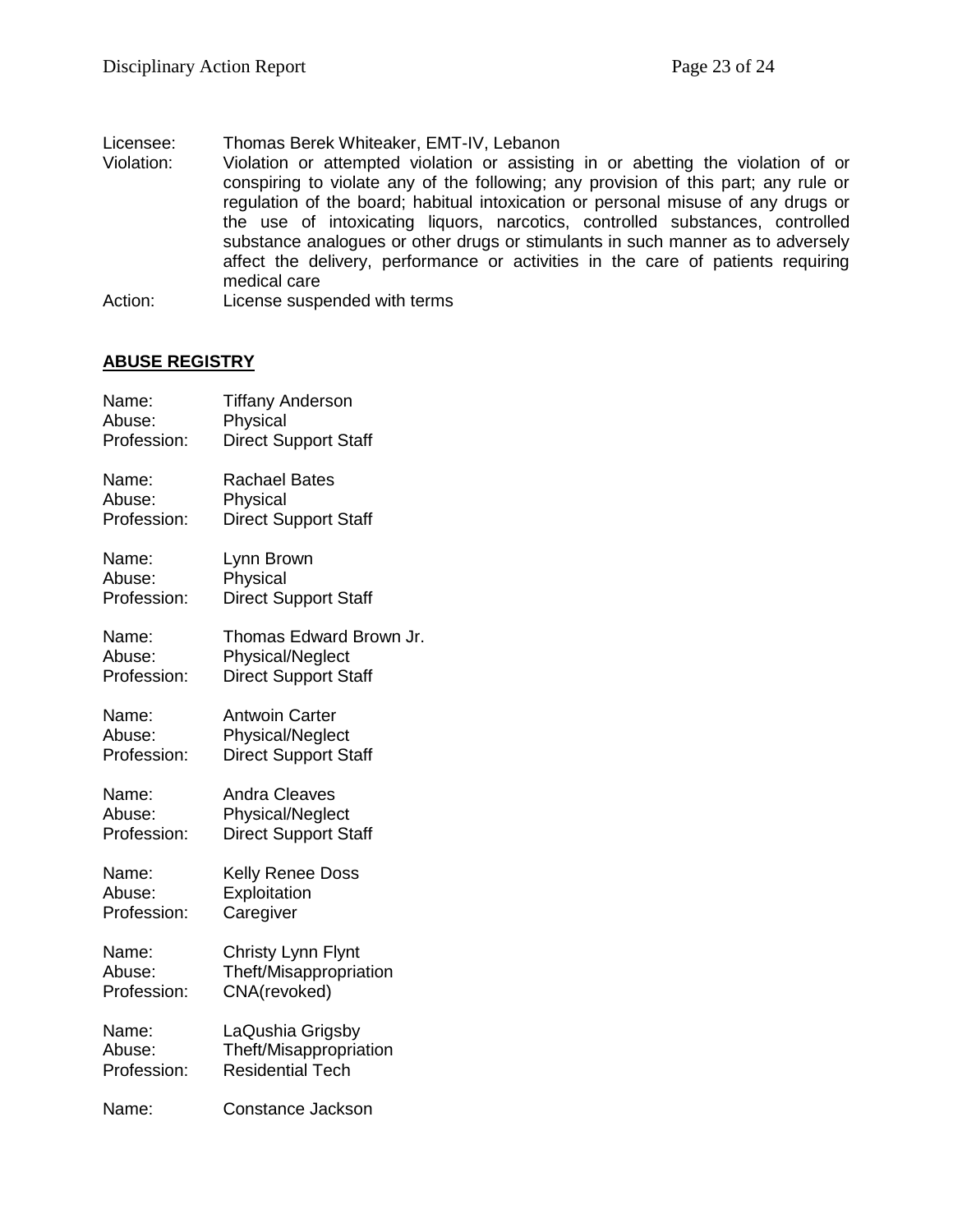Licensee: Thomas Berek Whiteaker, EMT-IV, Lebanon
Violation: Violation or attempted violation or assisting in or abetting the violation of or conspiring to violate any of the following; any provision of this part; any rule or regulation of the board; habitual intoxication or personal misuse of any drugs or the use of intoxicating liquors, narcotics, controlled substances, controlled substance analogues or other drugs or stimulants in such manner as to adversely affect the delivery, performance or activities in the care of patients requiring medical care
Action: License suspended with terms

**ABUSE REGISTRY**

Name: Tiffany Anderson
Abuse: Physical
Profession: Direct Support Staff

Name: Rachael Bates
Abuse: Physical
Profession: Direct Support Staff

Name: Lynn Brown
Abuse: Physical
Profession: Direct Support Staff

Name: Thomas Edward Brown Jr.
Abuse: Physical/Neglect
Profession: Direct Support Staff

Name: Antwoin Carter
Abuse: Physical/Neglect
Profession: Direct Support Staff

Name: Andra Cleaves
Abuse: Physical/Neglect
Profession: Direct Support Staff

Name: Kelly Renee Doss
Abuse: Exploitation
Profession: Caregiver

Name: Christy Lynn Flynt
Abuse: Theft/Misappropriation
Profession: CNA(revoked)

Name: LaQushia Grigsby
Abuse: Theft/Misappropriation
Profession: Residential Tech

Name: Constance Jackson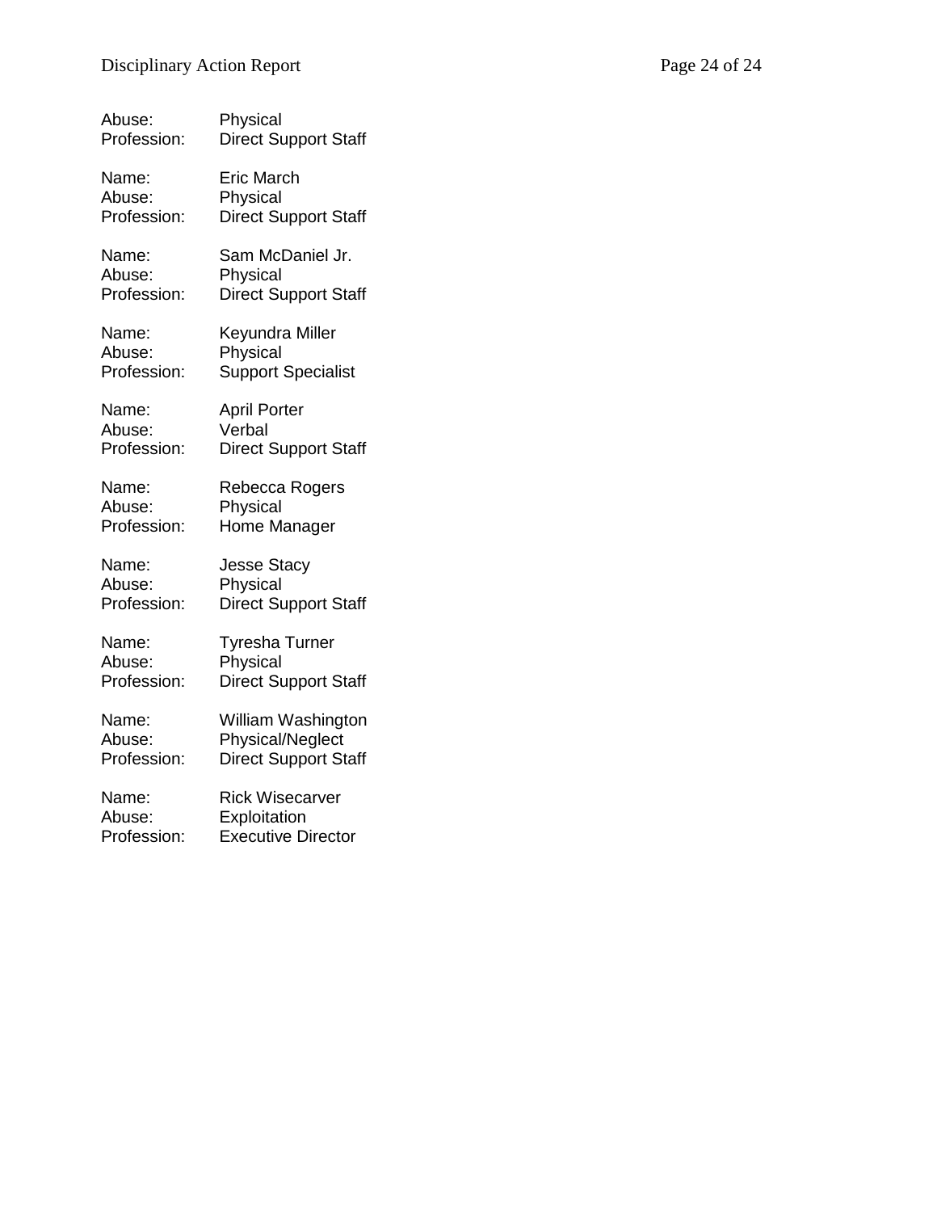Abuse: Physical
Profession: Direct Support Staff

Name: Eric March
Abuse: Physical
Profession: Direct Support Staff

Name: Sam McDaniel Jr.
Abuse: Physical
Profession: Direct Support Staff

Name: Keyundra Miller
Abuse: Physical
Profession: Support Specialist

Name: April Porter
Abuse: Verbal
Profession: Direct Support Staff

Name: Rebecca Rogers
Abuse: Physical
Profession: Home Manager

Name: Jesse Stacy
Abuse: Physical
Profession: Direct Support Staff

Name: Tyresha Turner
Abuse: Physical
Profession: Direct Support Staff

Name: William Washington
Abuse: Physical/Neglect
Profession: Direct Support Staff

Name: Rick Wisecarver
Abuse: Exploitation
Profession: Executive Director